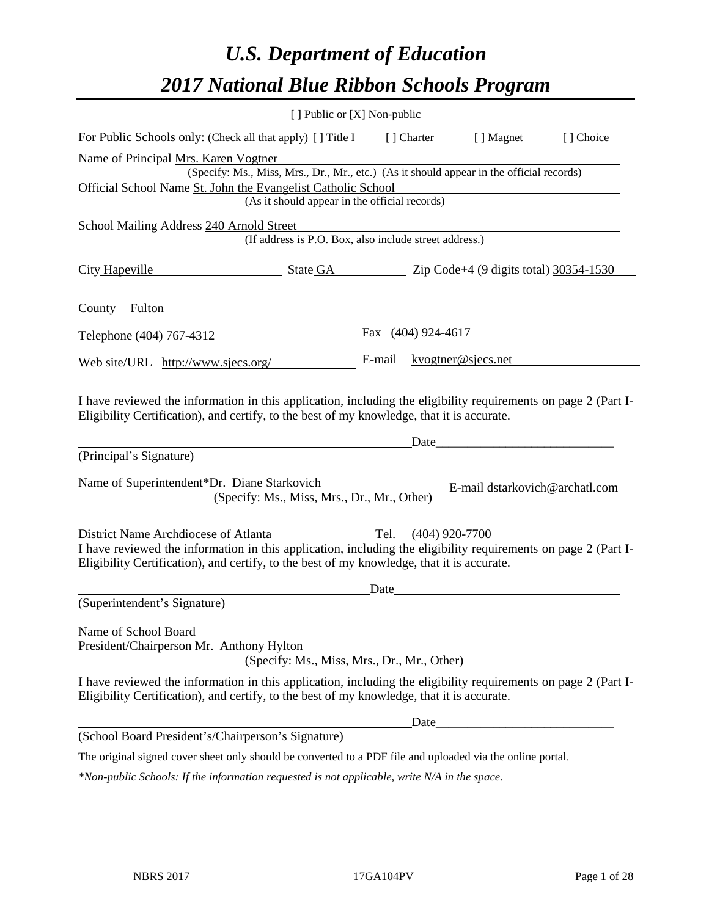# *U.S. Department of Education*

# *2017 National Blue Ribbon Schools Program*

[ ] Public or [X] Non-public

For Public Schools only: (Check all that apply) [ ] Title I [ ] Charter [ ] Magnet [ ] Choice

Name of Principal Mrs. Karen Vogtner
(Specify: Ms., Miss, Mrs., Dr., Mr., etc.) (As it should appear in the official records)

Official School Name St. John the Evangelist Catholic School
(As it should appear in the official records)

School Mailing Address 240 Arnold Street
(If address is P.O. Box, also include street address.)

City Hapeville State GA Zip Code+4 (9 digits total) 30354-1530

County Fulton

Telephone (404) 767-4312 Fax (404) 924-4617

Web site/URL http://www.sjecs.org/ E-mail kvogtner@sjecs.net

I have reviewed the information in this application, including the eligibility requirements on page 2 (Part I-Eligibility Certification), and certify, to the best of my knowledge, that it is accurate.

_______________________________________ Date____________________________

(Principal's Signature)

Name of Superintendent*Dr. Diane Starkovich E-mail dstarkovich@archatl.com
(Specify: Ms., Miss, Mrs., Dr., Mr., Other)

District Name Archdiocese of Atlanta Tel. (404) 920-7700

I have reviewed the information in this application, including the eligibility requirements on page 2 (Part I-Eligibility Certification), and certify, to the best of my knowledge, that it is accurate.

_______________________________________ Date____________________________

(Superintendent's Signature)

Name of School Board
President/Chairperson Mr. Anthony Hylton
(Specify: Ms., Miss, Mrs., Dr., Mr., Other)

I have reviewed the information in this application, including the eligibility requirements on page 2 (Part I-Eligibility Certification), and certify, to the best of my knowledge, that it is accurate.

_______________________________________ Date____________________________

(School Board President's/Chairperson's Signature)

The original signed cover sheet only should be converted to a PDF file and uploaded via the online portal.

*\*Non-public Schools: If the information requested is not applicable, write N/A in the space.*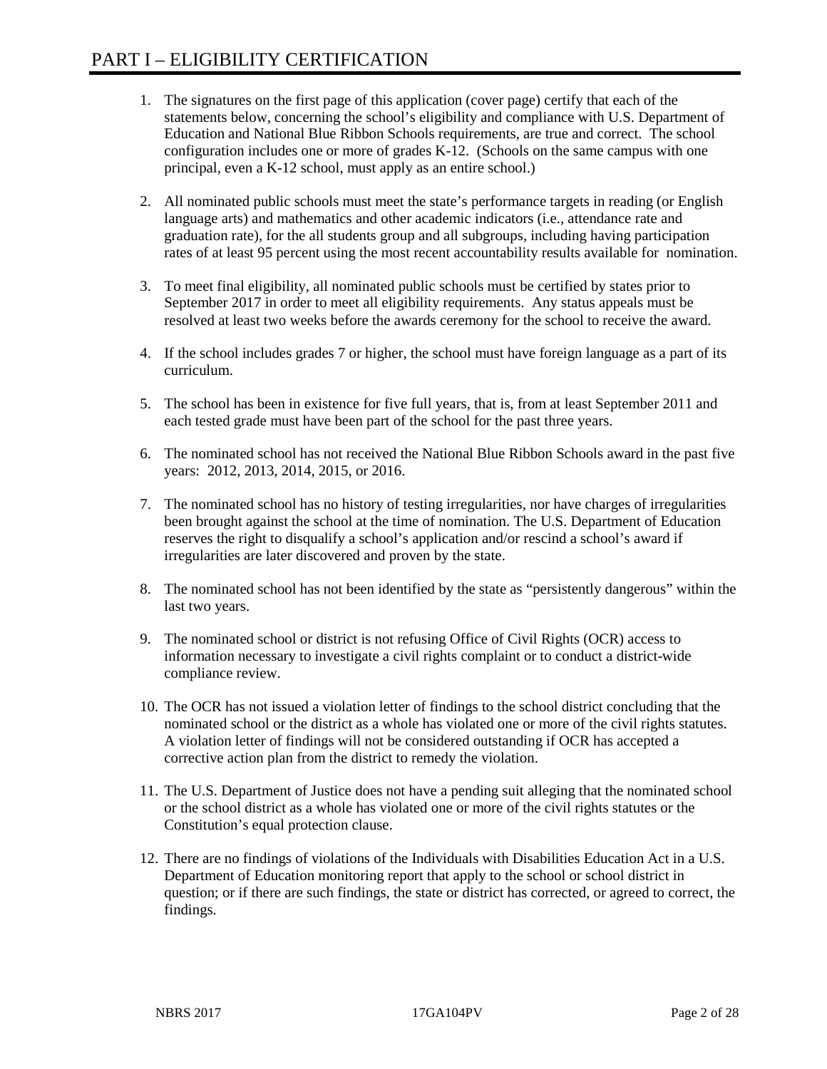# PART I – ELIGIBILITY CERTIFICATION

1. The signatures on the first page of this application (cover page) certify that each of the statements below, concerning the school's eligibility and compliance with U.S. Department of Education and National Blue Ribbon Schools requirements, are true and correct. The school configuration includes one or more of grades K-12. (Schools on the same campus with one principal, even a K-12 school, must apply as an entire school.)

2. All nominated public schools must meet the state's performance targets in reading (or English language arts) and mathematics and other academic indicators (i.e., attendance rate and graduation rate), for the all students group and all subgroups, including having participation rates of at least 95 percent using the most recent accountability results available for nomination.

3. To meet final eligibility, all nominated public schools must be certified by states prior to September 2017 in order to meet all eligibility requirements. Any status appeals must be resolved at least two weeks before the awards ceremony for the school to receive the award.

4. If the school includes grades 7 or higher, the school must have foreign language as a part of its curriculum.

5. The school has been in existence for five full years, that is, from at least September 2011 and each tested grade must have been part of the school for the past three years.

6. The nominated school has not received the National Blue Ribbon Schools award in the past five years: 2012, 2013, 2014, 2015, or 2016.

7. The nominated school has no history of testing irregularities, nor have charges of irregularities been brought against the school at the time of nomination. The U.S. Department of Education reserves the right to disqualify a school's application and/or rescind a school's award if irregularities are later discovered and proven by the state.

8. The nominated school has not been identified by the state as "persistently dangerous" within the last two years.

9. The nominated school or district is not refusing Office of Civil Rights (OCR) access to information necessary to investigate a civil rights complaint or to conduct a district-wide compliance review.

10. The OCR has not issued a violation letter of findings to the school district concluding that the nominated school or the district as a whole has violated one or more of the civil rights statutes. A violation letter of findings will not be considered outstanding if OCR has accepted a corrective action plan from the district to remedy the violation.

11. The U.S. Department of Justice does not have a pending suit alleging that the nominated school or the school district as a whole has violated one or more of the civil rights statutes or the Constitution's equal protection clause.

12. There are no findings of violations of the Individuals with Disabilities Education Act in a U.S. Department of Education monitoring report that apply to the school or school district in question; or if there are such findings, the state or district has corrected, or agreed to correct, the findings.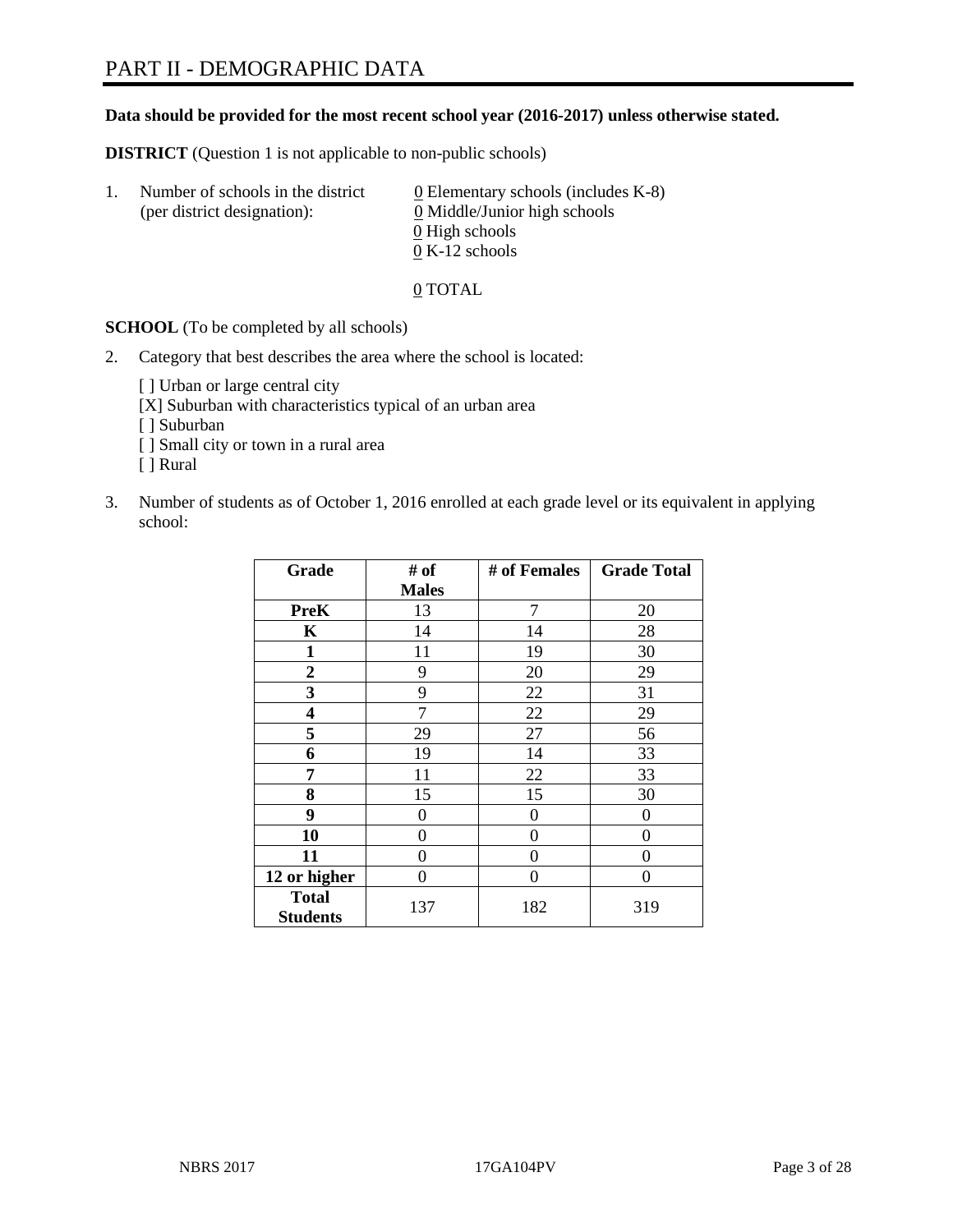# PART II - DEMOGRAPHIC DATA

**Data should be provided for the most recent school year (2016-2017) unless otherwise stated.**

**DISTRICT** (Question 1 is not applicable to non-public schools)

1. Number of schools in the district (per district designation):
   - 0 Elementary schools (includes K-8)
   - 0 Middle/Junior high schools
   - 0 High schools
   - 0 K-12 schools

   0 TOTAL

**SCHOOL** (To be completed by all schools)

2. Category that best describes the area where the school is located:

   [ ] Urban or large central city
   [X] Suburban with characteristics typical of an urban area
   [ ] Suburban
   [ ] Small city or town in a rural area
   [ ] Rural

3. Number of students as of October 1, 2016 enrolled at each grade level or its equivalent in applying school:

| Grade | # of Males | # of Females | Grade Total |
|---|---|---|---|
| **PreK** | 13 | 7 | 20 |
| **K** | 14 | 14 | 28 |
| **1** | 11 | 19 | 30 |
| **2** | 9 | 20 | 29 |
| **3** | 9 | 22 | 31 |
| **4** | 7 | 22 | 29 |
| **5** | 29 | 27 | 56 |
| **6** | 19 | 14 | 33 |
| **7** | 11 | 22 | 33 |
| **8** | 15 | 15 | 30 |
| **9** | 0 | 0 | 0 |
| **10** | 0 | 0 | 0 |
| **11** | 0 | 0 | 0 |
| **12 or higher** | 0 | 0 | 0 |
| **Total Students** | 137 | 182 | 319 |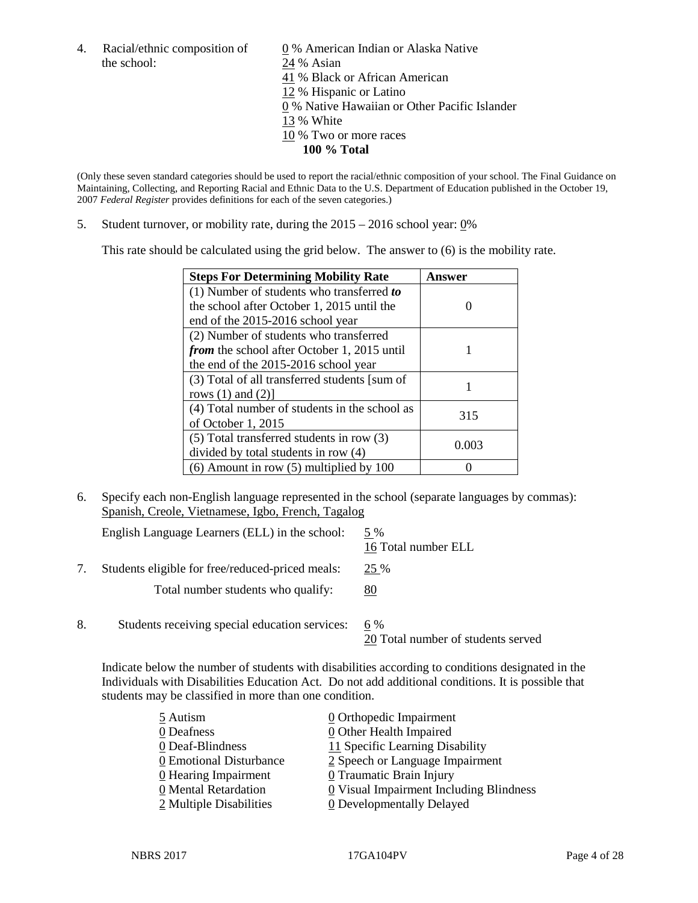4. Racial/ethnic composition of the school:

   0 % American Indian or Alaska Native
   24 % Asian
   41 % Black or African American
   12 % Hispanic or Latino
   0 % Native Hawaiian or Other Pacific Islander
   13 % White
   10 % Two or more races
   **100 % Total**

(Only these seven standard categories should be used to report the racial/ethnic composition of your school. The Final Guidance on Maintaining, Collecting, and Reporting Racial and Ethnic Data to the U.S. Department of Education published in the October 19, 2007 *Federal Register* provides definitions for each of the seven categories.)

5. Student turnover, or mobility rate, during the 2015 – 2016 school year: 0%

   This rate should be calculated using the grid below. The answer to (6) is the mobility rate.

| **Steps For Determining Mobility Rate** | **Answer** |
|---|---|
| (1) Number of students who transferred ***to*** the school after October 1, 2015 until the end of the 2015-2016 school year | 0 |
| (2) Number of students who transferred ***from*** the school after October 1, 2015 until the end of the 2015-2016 school year | 1 |
| (3) Total of all transferred students [sum of rows (1) and (2)] | 1 |
| (4) Total number of students in the school as of October 1, 2015 | 315 |
| (5) Total transferred students in row (3) divided by total students in row (4) | 0.003 |
| (6) Amount in row (5) multiplied by 100 | 0 |

6. Specify each non-English language represented in the school (separate languages by commas):
   Spanish, Creole, Vietnamese, Igbo, French, Tagalog

   English Language Learners (ELL) in the school: 5 %
   16 Total number ELL

7. Students eligible for free/reduced-priced meals: 25 %

   Total number students who qualify: 80

8. Students receiving special education services: 6 %
   20 Total number of students served

   Indicate below the number of students with disabilities according to conditions designated in the Individuals with Disabilities Education Act. Do not add additional conditions. It is possible that students may be classified in more than one condition.

   5 Autism
   0 Deafness
   0 Deaf-Blindness
   0 Emotional Disturbance
   0 Hearing Impairment
   0 Mental Retardation
   2 Multiple Disabilities
   0 Orthopedic Impairment
   0 Other Health Impaired
   11 Specific Learning Disability
   2 Speech or Language Impairment
   0 Traumatic Brain Injury
   0 Visual Impairment Including Blindness
   0 Developmentally Delayed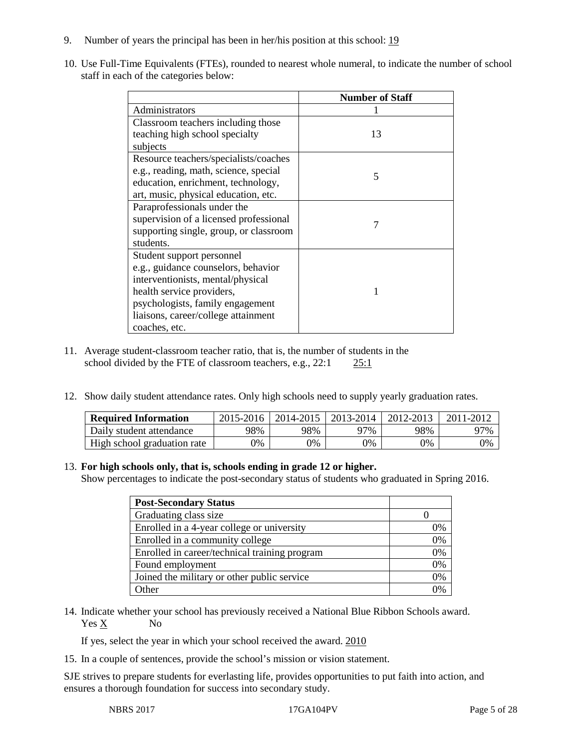9. Number of years the principal has been in her/his position at this school: 19

10. Use Full-Time Equivalents (FTEs), rounded to nearest whole numeral, to indicate the number of school staff in each of the categories below:

| | Number of Staff |
|---|---|
| Administrators | 1 |
| Classroom teachers including those teaching high school specialty subjects | 13 |
| Resource teachers/specialists/coaches e.g., reading, math, science, special education, enrichment, technology, art, music, physical education, etc. | 5 |
| Paraprofessionals under the supervision of a licensed professional supporting single, group, or classroom students. | 7 |
| Student support personnel e.g., guidance counselors, behavior interventionists, mental/physical health service providers, psychologists, family engagement liaisons, career/college attainment coaches, etc. | 1 |

11. Average student-classroom teacher ratio, that is, the number of students in the school divided by the FTE of classroom teachers, e.g., 22:1 25:1

12. Show daily student attendance rates. Only high schools need to supply yearly graduation rates.

| Required Information | 2015-2016 | 2014-2015 | 2013-2014 | 2012-2013 | 2011-2012 |
|---|---|---|---|---|---|
| Daily student attendance | 98% | 98% | 97% | 98% | 97% |
| High school graduation rate | 0% | 0% | 0% | 0% | 0% |

13. **For high schools only, that is, schools ending in grade 12 or higher.**
Show percentages to indicate the post-secondary status of students who graduated in Spring 2016.

| Post-Secondary Status | |
|---|---|
| Graduating class size | 0 |
| Enrolled in a 4-year college or university | 0% |
| Enrolled in a community college | 0% |
| Enrolled in career/technical training program | 0% |
| Found employment | 0% |
| Joined the military or other public service | 0% |
| Other | 0% |

14. Indicate whether your school has previously received a National Blue Ribbon Schools award.
Yes X No

If yes, select the year in which your school received the award. 2010

15. In a couple of sentences, provide the school's mission or vision statement.

SJE strives to prepare students for everlasting life, provides opportunities to put faith into action, and ensures a thorough foundation for success into secondary study.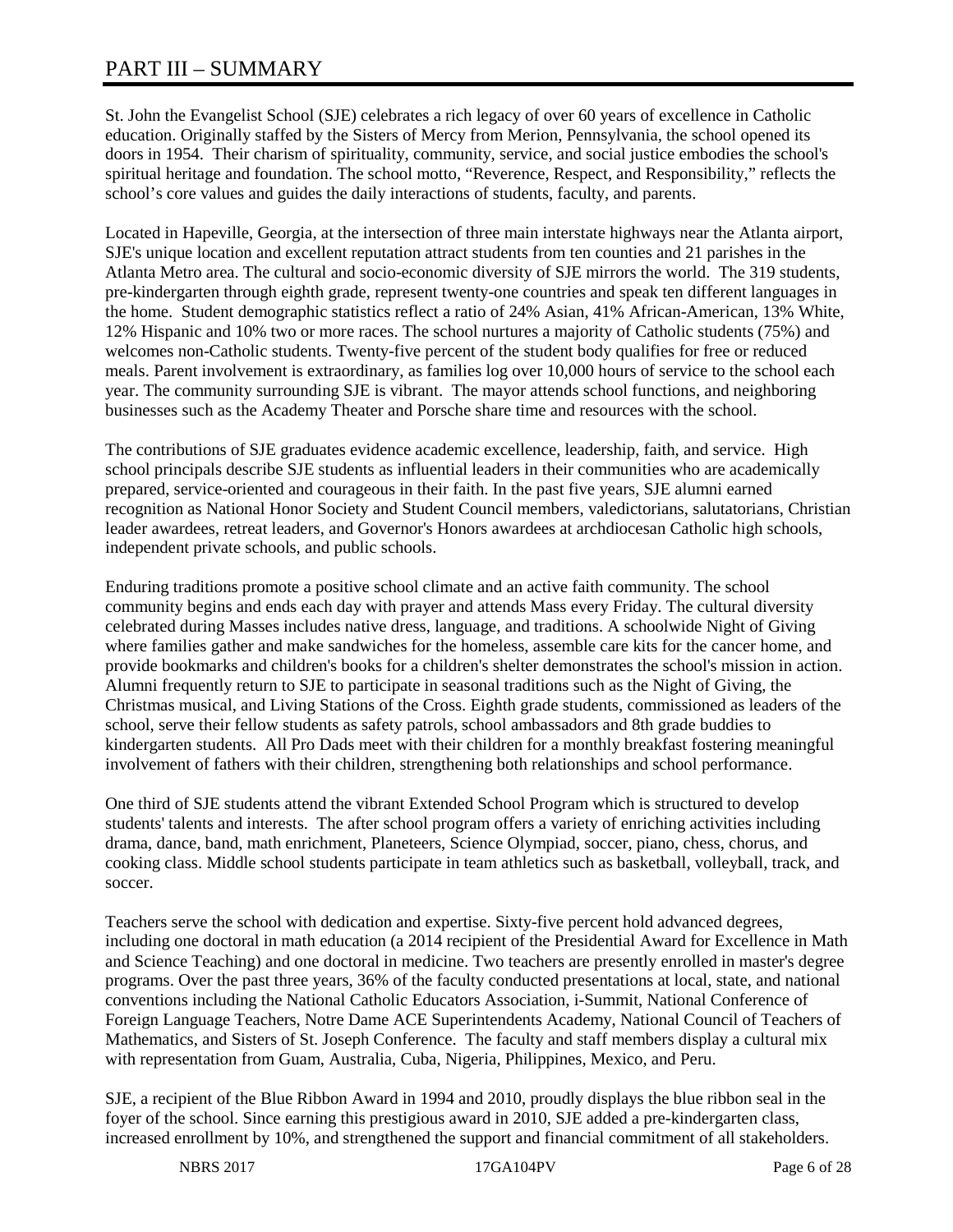# PART III – SUMMARY

St. John the Evangelist School (SJE) celebrates a rich legacy of over 60 years of excellence in Catholic education. Originally staffed by the Sisters of Mercy from Merion, Pennsylvania, the school opened its doors in 1954. Their charism of spirituality, community, service, and social justice embodies the school's spiritual heritage and foundation. The school motto, "Reverence, Respect, and Responsibility," reflects the school's core values and guides the daily interactions of students, faculty, and parents.

Located in Hapeville, Georgia, at the intersection of three main interstate highways near the Atlanta airport, SJE's unique location and excellent reputation attract students from ten counties and 21 parishes in the Atlanta Metro area. The cultural and socio-economic diversity of SJE mirrors the world. The 319 students, pre-kindergarten through eighth grade, represent twenty-one countries and speak ten different languages in the home. Student demographic statistics reflect a ratio of 24% Asian, 41% African-American, 13% White, 12% Hispanic and 10% two or more races. The school nurtures a majority of Catholic students (75%) and welcomes non-Catholic students. Twenty-five percent of the student body qualifies for free or reduced meals. Parent involvement is extraordinary, as families log over 10,000 hours of service to the school each year. The community surrounding SJE is vibrant. The mayor attends school functions, and neighboring businesses such as the Academy Theater and Porsche share time and resources with the school.

The contributions of SJE graduates evidence academic excellence, leadership, faith, and service. High school principals describe SJE students as influential leaders in their communities who are academically prepared, service-oriented and courageous in their faith. In the past five years, SJE alumni earned recognition as National Honor Society and Student Council members, valedictorians, salutatorians, Christian leader awardees, retreat leaders, and Governor's Honors awardees at archdiocesan Catholic high schools, independent private schools, and public schools.

Enduring traditions promote a positive school climate and an active faith community. The school community begins and ends each day with prayer and attends Mass every Friday. The cultural diversity celebrated during Masses includes native dress, language, and traditions. A schoolwide Night of Giving where families gather and make sandwiches for the homeless, assemble care kits for the cancer home, and provide bookmarks and children's books for a children's shelter demonstrates the school's mission in action. Alumni frequently return to SJE to participate in seasonal traditions such as the Night of Giving, the Christmas musical, and Living Stations of the Cross. Eighth grade students, commissioned as leaders of the school, serve their fellow students as safety patrols, school ambassadors and 8th grade buddies to kindergarten students. All Pro Dads meet with their children for a monthly breakfast fostering meaningful involvement of fathers with their children, strengthening both relationships and school performance.

One third of SJE students attend the vibrant Extended School Program which is structured to develop students' talents and interests. The after school program offers a variety of enriching activities including drama, dance, band, math enrichment, Planeteers, Science Olympiad, soccer, piano, chess, chorus, and cooking class. Middle school students participate in team athletics such as basketball, volleyball, track, and soccer.

Teachers serve the school with dedication and expertise. Sixty-five percent hold advanced degrees, including one doctoral in math education (a 2014 recipient of the Presidential Award for Excellence in Math and Science Teaching) and one doctoral in medicine. Two teachers are presently enrolled in master's degree programs. Over the past three years, 36% of the faculty conducted presentations at local, state, and national conventions including the National Catholic Educators Association, i-Summit, National Conference of Foreign Language Teachers, Notre Dame ACE Superintendents Academy, National Council of Teachers of Mathematics, and Sisters of St. Joseph Conference. The faculty and staff members display a cultural mix with representation from Guam, Australia, Cuba, Nigeria, Philippines, Mexico, and Peru.

SJE, a recipient of the Blue Ribbon Award in 1994 and 2010, proudly displays the blue ribbon seal in the foyer of the school. Since earning this prestigious award in 2010, SJE added a pre-kindergarten class, increased enrollment by 10%, and strengthened the support and financial commitment of all stakeholders.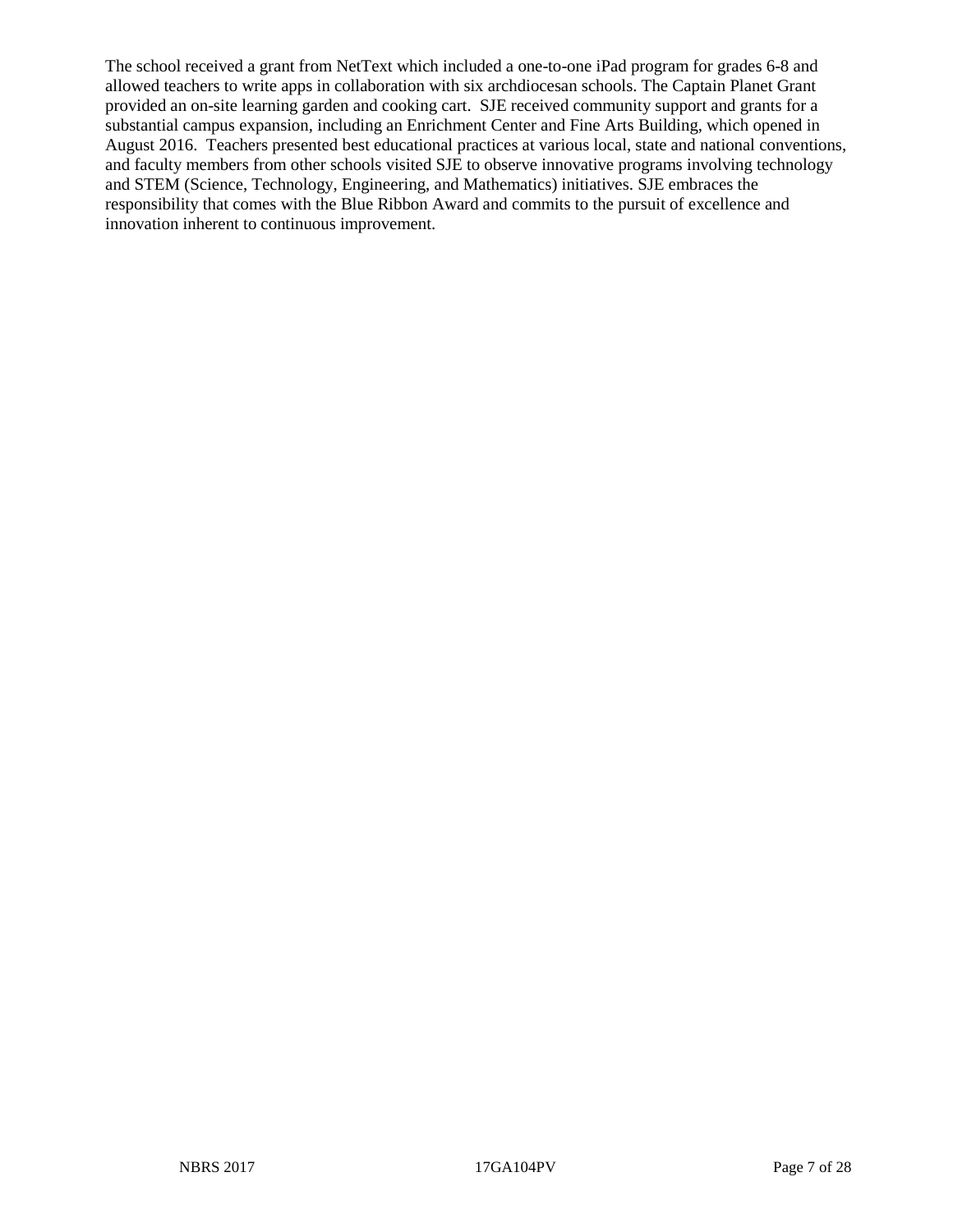The school received a grant from NetText which included a one-to-one iPad program for grades 6-8 and allowed teachers to write apps in collaboration with six archdiocesan schools. The Captain Planet Grant provided an on-site learning garden and cooking cart. SJE received community support and grants for a substantial campus expansion, including an Enrichment Center and Fine Arts Building, which opened in August 2016. Teachers presented best educational practices at various local, state and national conventions, and faculty members from other schools visited SJE to observe innovative programs involving technology and STEM (Science, Technology, Engineering, and Mathematics) initiatives. SJE embraces the responsibility that comes with the Blue Ribbon Award and commits to the pursuit of excellence and innovation inherent to continuous improvement.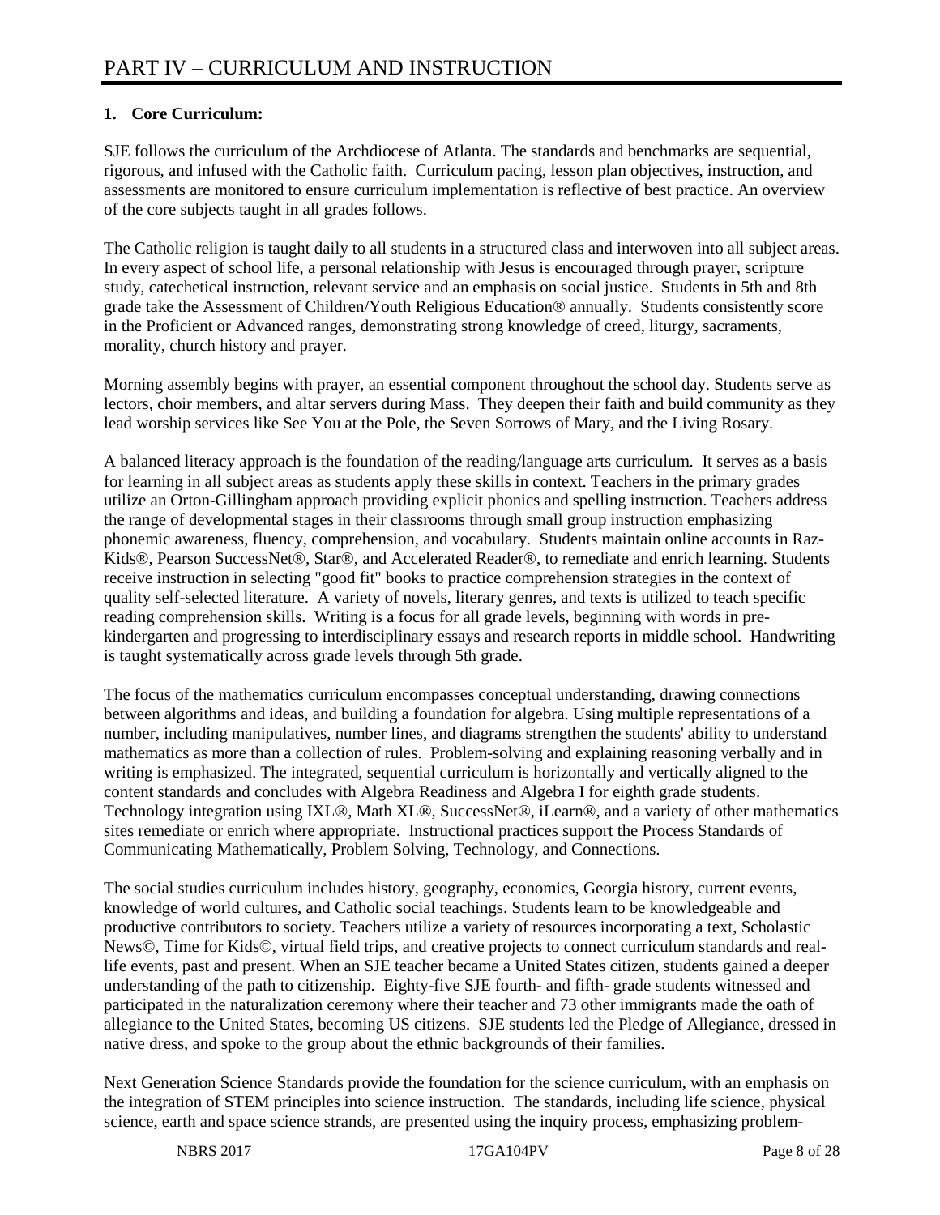# PART IV – CURRICULUM AND INSTRUCTION

**1. Core Curriculum:**

SJE follows the curriculum of the Archdiocese of Atlanta. The standards and benchmarks are sequential, rigorous, and infused with the Catholic faith. Curriculum pacing, lesson plan objectives, instruction, and assessments are monitored to ensure curriculum implementation is reflective of best practice. An overview of the core subjects taught in all grades follows.

The Catholic religion is taught daily to all students in a structured class and interwoven into all subject areas. In every aspect of school life, a personal relationship with Jesus is encouraged through prayer, scripture study, catechetical instruction, relevant service and an emphasis on social justice. Students in 5th and 8th grade take the Assessment of Children/Youth Religious Education® annually. Students consistently score in the Proficient or Advanced ranges, demonstrating strong knowledge of creed, liturgy, sacraments, morality, church history and prayer.

Morning assembly begins with prayer, an essential component throughout the school day. Students serve as lectors, choir members, and altar servers during Mass. They deepen their faith and build community as they lead worship services like See You at the Pole, the Seven Sorrows of Mary, and the Living Rosary.

A balanced literacy approach is the foundation of the reading/language arts curriculum. It serves as a basis for learning in all subject areas as students apply these skills in context. Teachers in the primary grades utilize an Orton-Gillingham approach providing explicit phonics and spelling instruction. Teachers address the range of developmental stages in their classrooms through small group instruction emphasizing phonemic awareness, fluency, comprehension, and vocabulary. Students maintain online accounts in Raz-Kids®, Pearson SuccessNet®, Star®, and Accelerated Reader®, to remediate and enrich learning. Students receive instruction in selecting "good fit" books to practice comprehension strategies in the context of quality self-selected literature. A variety of novels, literary genres, and texts is utilized to teach specific reading comprehension skills. Writing is a focus for all grade levels, beginning with words in pre-kindergarten and progressing to interdisciplinary essays and research reports in middle school. Handwriting is taught systematically across grade levels through 5th grade.

The focus of the mathematics curriculum encompasses conceptual understanding, drawing connections between algorithms and ideas, and building a foundation for algebra. Using multiple representations of a number, including manipulatives, number lines, and diagrams strengthen the students' ability to understand mathematics as more than a collection of rules. Problem-solving and explaining reasoning verbally and in writing is emphasized. The integrated, sequential curriculum is horizontally and vertically aligned to the content standards and concludes with Algebra Readiness and Algebra I for eighth grade students. Technology integration using IXL®, Math XL®, SuccessNet®, iLearn®, and a variety of other mathematics sites remediate or enrich where appropriate. Instructional practices support the Process Standards of Communicating Mathematically, Problem Solving, Technology, and Connections.

The social studies curriculum includes history, geography, economics, Georgia history, current events, knowledge of world cultures, and Catholic social teachings. Students learn to be knowledgeable and productive contributors to society. Teachers utilize a variety of resources incorporating a text, Scholastic News©, Time for Kids©, virtual field trips, and creative projects to connect curriculum standards and real-life events, past and present. When an SJE teacher became a United States citizen, students gained a deeper understanding of the path to citizenship. Eighty-five SJE fourth- and fifth- grade students witnessed and participated in the naturalization ceremony where their teacher and 73 other immigrants made the oath of allegiance to the United States, becoming US citizens. SJE students led the Pledge of Allegiance, dressed in native dress, and spoke to the group about the ethnic backgrounds of their families.

Next Generation Science Standards provide the foundation for the science curriculum, with an emphasis on the integration of STEM principles into science instruction. The standards, including life science, physical science, earth and space science strands, are presented using the inquiry process, emphasizing problem-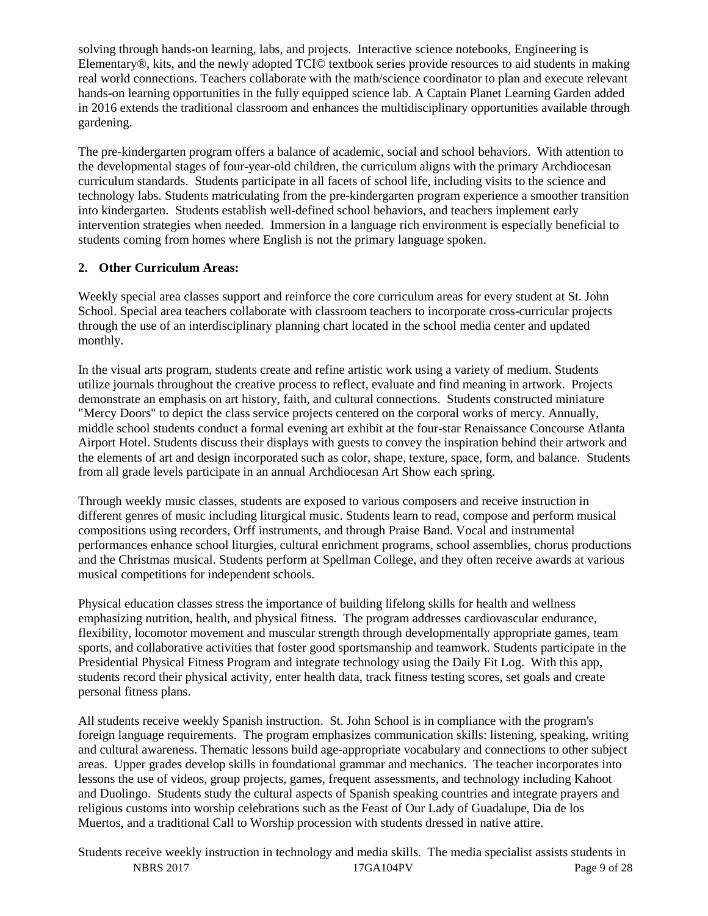solving through hands-on learning, labs, and projects. Interactive science notebooks, Engineering is Elementary®, kits, and the newly adopted TCI© textbook series provide resources to aid students in making real world connections. Teachers collaborate with the math/science coordinator to plan and execute relevant hands-on learning opportunities in the fully equipped science lab. A Captain Planet Learning Garden added in 2016 extends the traditional classroom and enhances the multidisciplinary opportunities available through gardening.

The pre-kindergarten program offers a balance of academic, social and school behaviors. With attention to the developmental stages of four-year-old children, the curriculum aligns with the primary Archdiocesan curriculum standards. Students participate in all facets of school life, including visits to the science and technology labs. Students matriculating from the pre-kindergarten program experience a smoother transition into kindergarten. Students establish well-defined school behaviors, and teachers implement early intervention strategies when needed. Immersion in a language rich environment is especially beneficial to students coming from homes where English is not the primary language spoken.

**2. Other Curriculum Areas:**

Weekly special area classes support and reinforce the core curriculum areas for every student at St. John School. Special area teachers collaborate with classroom teachers to incorporate cross-curricular projects through the use of an interdisciplinary planning chart located in the school media center and updated monthly.

In the visual arts program, students create and refine artistic work using a variety of medium. Students utilize journals throughout the creative process to reflect, evaluate and find meaning in artwork. Projects demonstrate an emphasis on art history, faith, and cultural connections. Students constructed miniature "Mercy Doors" to depict the class service projects centered on the corporal works of mercy. Annually, middle school students conduct a formal evening art exhibit at the four-star Renaissance Concourse Atlanta Airport Hotel. Students discuss their displays with guests to convey the inspiration behind their artwork and the elements of art and design incorporated such as color, shape, texture, space, form, and balance. Students from all grade levels participate in an annual Archdiocesan Art Show each spring.

Through weekly music classes, students are exposed to various composers and receive instruction in different genres of music including liturgical music. Students learn to read, compose and perform musical compositions using recorders, Orff instruments, and through Praise Band. Vocal and instrumental performances enhance school liturgies, cultural enrichment programs, school assemblies, chorus productions and the Christmas musical. Students perform at Spellman College, and they often receive awards at various musical competitions for independent schools.

Physical education classes stress the importance of building lifelong skills for health and wellness emphasizing nutrition, health, and physical fitness. The program addresses cardiovascular endurance, flexibility, locomotor movement and muscular strength through developmentally appropriate games, team sports, and collaborative activities that foster good sportsmanship and teamwork. Students participate in the Presidential Physical Fitness Program and integrate technology using the Daily Fit Log. With this app, students record their physical activity, enter health data, track fitness testing scores, set goals and create personal fitness plans.

All students receive weekly Spanish instruction. St. John School is in compliance with the program's foreign language requirements. The program emphasizes communication skills: listening, speaking, writing and cultural awareness. Thematic lessons build age-appropriate vocabulary and connections to other subject areas. Upper grades develop skills in foundational grammar and mechanics. The teacher incorporates into lessons the use of videos, group projects, games, frequent assessments, and technology including Kahoot and Duolingo. Students study the cultural aspects of Spanish speaking countries and integrate prayers and religious customs into worship celebrations such as the Feast of Our Lady of Guadalupe, Dia de los Muertos, and a traditional Call to Worship procession with students dressed in native attire.

Students receive weekly instruction in technology and media skills. The media specialist assists students in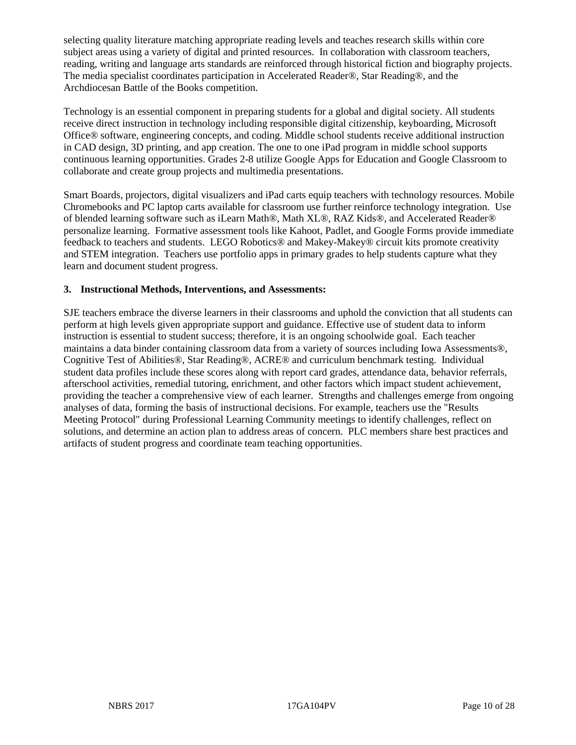selecting quality literature matching appropriate reading levels and teaches research skills within core subject areas using a variety of digital and printed resources. In collaboration with classroom teachers, reading, writing and language arts standards are reinforced through historical fiction and biography projects. The media specialist coordinates participation in Accelerated Reader®, Star Reading®, and the Archdiocesan Battle of the Books competition.

Technology is an essential component in preparing students for a global and digital society. All students receive direct instruction in technology including responsible digital citizenship, keyboarding, Microsoft Office® software, engineering concepts, and coding. Middle school students receive additional instruction in CAD design, 3D printing, and app creation. The one to one iPad program in middle school supports continuous learning opportunities. Grades 2-8 utilize Google Apps for Education and Google Classroom to collaborate and create group projects and multimedia presentations.

Smart Boards, projectors, digital visualizers and iPad carts equip teachers with technology resources. Mobile Chromebooks and PC laptop carts available for classroom use further reinforce technology integration. Use of blended learning software such as iLearn Math®, Math XL®, RAZ Kids®, and Accelerated Reader® personalize learning. Formative assessment tools like Kahoot, Padlet, and Google Forms provide immediate feedback to teachers and students. LEGO Robotics® and Makey-Makey® circuit kits promote creativity and STEM integration. Teachers use portfolio apps in primary grades to help students capture what they learn and document student progress.

**3. Instructional Methods, Interventions, and Assessments:**

SJE teachers embrace the diverse learners in their classrooms and uphold the conviction that all students can perform at high levels given appropriate support and guidance. Effective use of student data to inform instruction is essential to student success; therefore, it is an ongoing schoolwide goal. Each teacher maintains a data binder containing classroom data from a variety of sources including Iowa Assessments®, Cognitive Test of Abilities®, Star Reading®, ACRE® and curriculum benchmark testing. Individual student data profiles include these scores along with report card grades, attendance data, behavior referrals, afterschool activities, remedial tutoring, enrichment, and other factors which impact student achievement, providing the teacher a comprehensive view of each learner. Strengths and challenges emerge from ongoing analyses of data, forming the basis of instructional decisions. For example, teachers use the "Results Meeting Protocol" during Professional Learning Community meetings to identify challenges, reflect on solutions, and determine an action plan to address areas of concern. PLC members share best practices and artifacts of student progress and coordinate team teaching opportunities.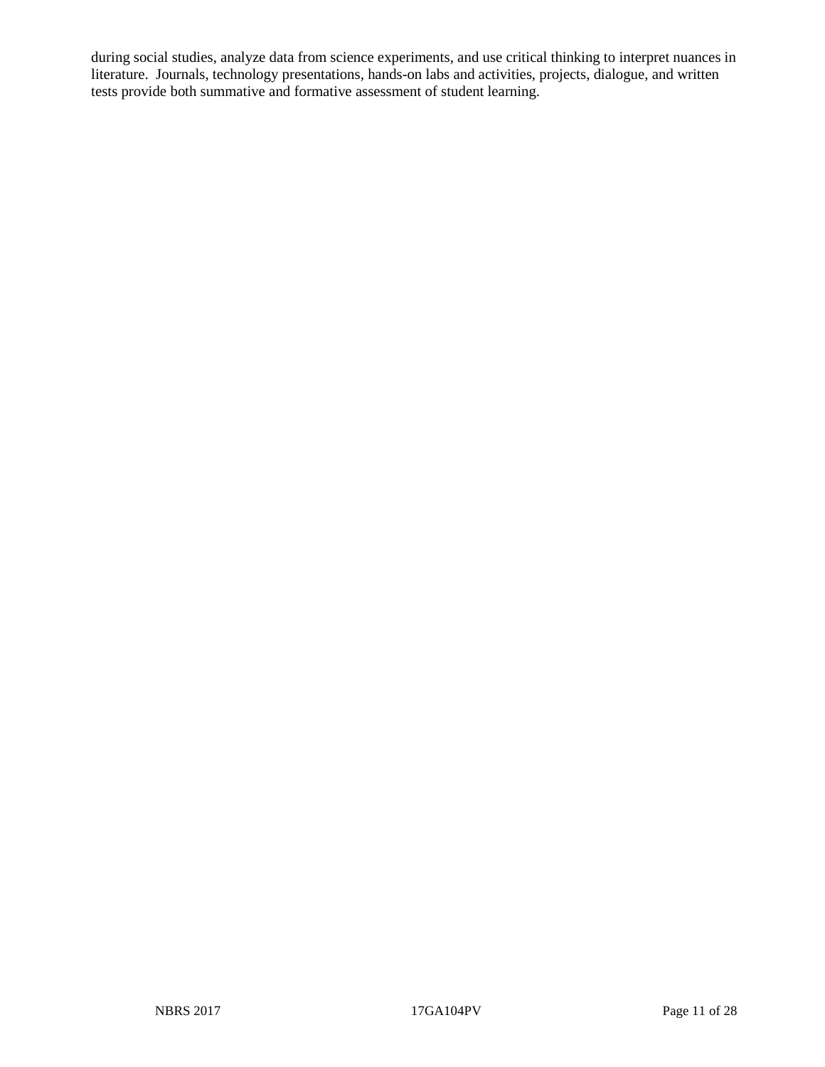during social studies, analyze data from science experiments, and use critical thinking to interpret nuances in literature. Journals, technology presentations, hands-on labs and activities, projects, dialogue, and written tests provide both summative and formative assessment of student learning.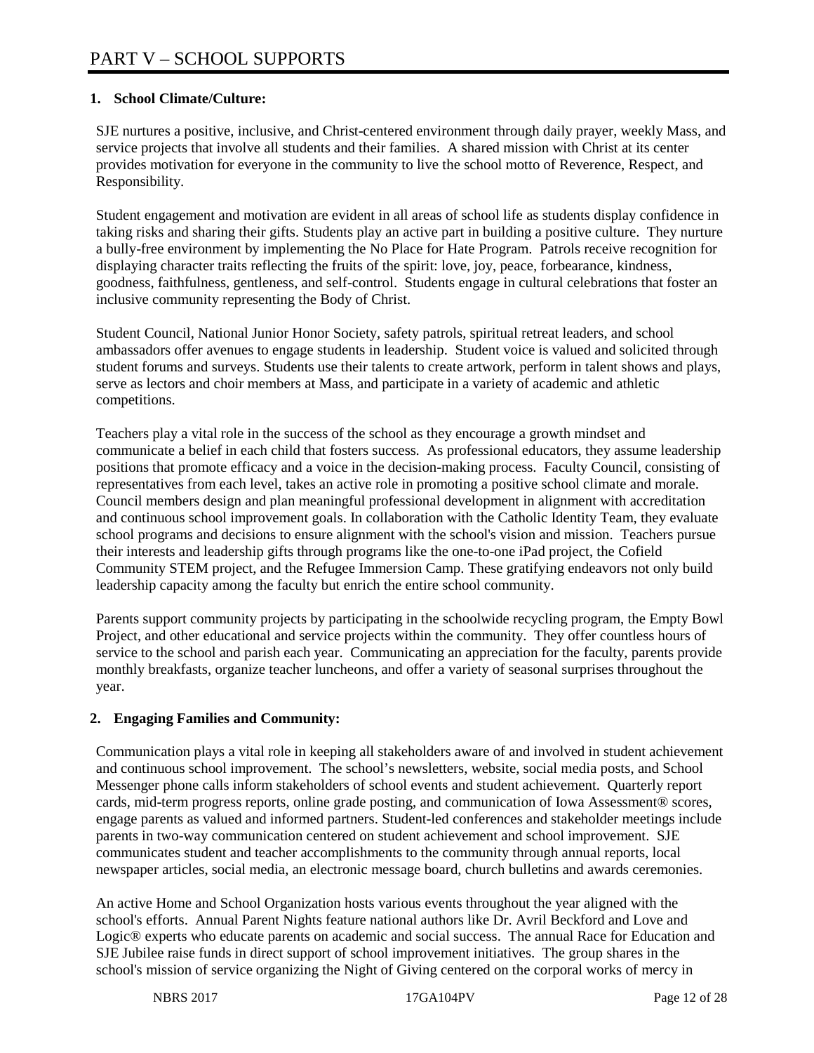# PART V – SCHOOL SUPPORTS

## 1. School Climate/Culture:

SJE nurtures a positive, inclusive, and Christ-centered environment through daily prayer, weekly Mass, and service projects that involve all students and their families. A shared mission with Christ at its center provides motivation for everyone in the community to live the school motto of Reverence, Respect, and Responsibility.

Student engagement and motivation are evident in all areas of school life as students display confidence in taking risks and sharing their gifts. Students play an active part in building a positive culture. They nurture a bully-free environment by implementing the No Place for Hate Program. Patrols receive recognition for displaying character traits reflecting the fruits of the spirit: love, joy, peace, forbearance, kindness, goodness, faithfulness, gentleness, and self-control. Students engage in cultural celebrations that foster an inclusive community representing the Body of Christ.

Student Council, National Junior Honor Society, safety patrols, spiritual retreat leaders, and school ambassadors offer avenues to engage students in leadership. Student voice is valued and solicited through student forums and surveys. Students use their talents to create artwork, perform in talent shows and plays, serve as lectors and choir members at Mass, and participate in a variety of academic and athletic competitions.

Teachers play a vital role in the success of the school as they encourage a growth mindset and communicate a belief in each child that fosters success. As professional educators, they assume leadership positions that promote efficacy and a voice in the decision-making process. Faculty Council, consisting of representatives from each level, takes an active role in promoting a positive school climate and morale. Council members design and plan meaningful professional development in alignment with accreditation and continuous school improvement goals. In collaboration with the Catholic Identity Team, they evaluate school programs and decisions to ensure alignment with the school's vision and mission. Teachers pursue their interests and leadership gifts through programs like the one-to-one iPad project, the Cofield Community STEM project, and the Refugee Immersion Camp. These gratifying endeavors not only build leadership capacity among the faculty but enrich the entire school community.

Parents support community projects by participating in the schoolwide recycling program, the Empty Bowl Project, and other educational and service projects within the community. They offer countless hours of service to the school and parish each year. Communicating an appreciation for the faculty, parents provide monthly breakfasts, organize teacher luncheons, and offer a variety of seasonal surprises throughout the year.

## 2. Engaging Families and Community:

Communication plays a vital role in keeping all stakeholders aware of and involved in student achievement and continuous school improvement. The school's newsletters, website, social media posts, and School Messenger phone calls inform stakeholders of school events and student achievement. Quarterly report cards, mid-term progress reports, online grade posting, and communication of Iowa Assessment® scores, engage parents as valued and informed partners. Student-led conferences and stakeholder meetings include parents in two-way communication centered on student achievement and school improvement. SJE communicates student and teacher accomplishments to the community through annual reports, local newspaper articles, social media, an electronic message board, church bulletins and awards ceremonies.

An active Home and School Organization hosts various events throughout the year aligned with the school's efforts. Annual Parent Nights feature national authors like Dr. Avril Beckford and Love and Logic® experts who educate parents on academic and social success. The annual Race for Education and SJE Jubilee raise funds in direct support of school improvement initiatives. The group shares in the school's mission of service organizing the Night of Giving centered on the corporal works of mercy in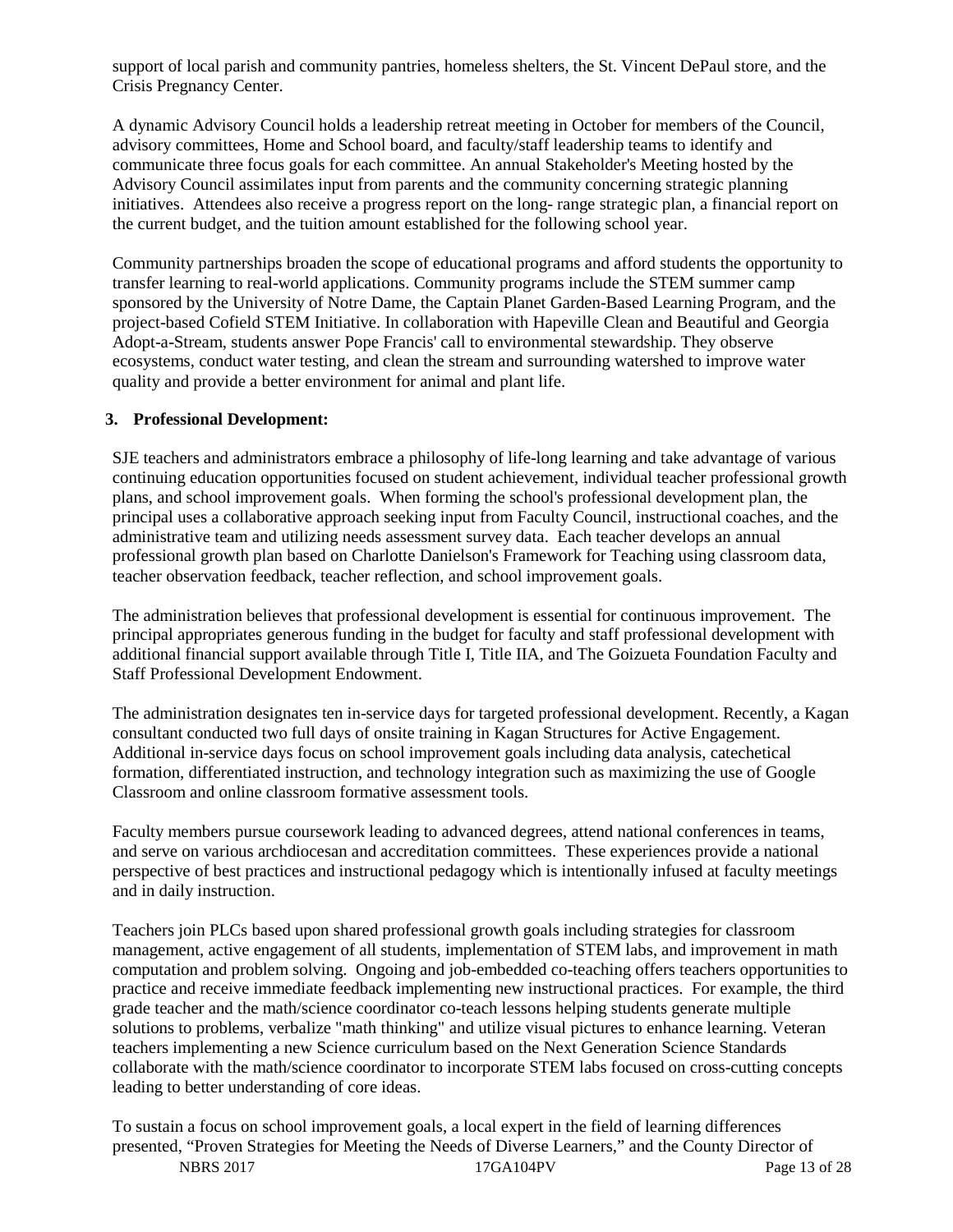support of local parish and community pantries, homeless shelters, the St. Vincent DePaul store, and the Crisis Pregnancy Center.

A dynamic Advisory Council holds a leadership retreat meeting in October for members of the Council, advisory committees, Home and School board, and faculty/staff leadership teams to identify and communicate three focus goals for each committee. An annual Stakeholder's Meeting hosted by the Advisory Council assimilates input from parents and the community concerning strategic planning initiatives. Attendees also receive a progress report on the long- range strategic plan, a financial report on the current budget, and the tuition amount established for the following school year.

Community partnerships broaden the scope of educational programs and afford students the opportunity to transfer learning to real-world applications. Community programs include the STEM summer camp sponsored by the University of Notre Dame, the Captain Planet Garden-Based Learning Program, and the project-based Cofield STEM Initiative. In collaboration with Hapeville Clean and Beautiful and Georgia Adopt-a-Stream, students answer Pope Francis' call to environmental stewardship. They observe ecosystems, conduct water testing, and clean the stream and surrounding watershed to improve water quality and provide a better environment for animal and plant life.

**3. Professional Development:**

SJE teachers and administrators embrace a philosophy of life-long learning and take advantage of various continuing education opportunities focused on student achievement, individual teacher professional growth plans, and school improvement goals. When forming the school's professional development plan, the principal uses a collaborative approach seeking input from Faculty Council, instructional coaches, and the administrative team and utilizing needs assessment survey data. Each teacher develops an annual professional growth plan based on Charlotte Danielson's Framework for Teaching using classroom data, teacher observation feedback, teacher reflection, and school improvement goals.

The administration believes that professional development is essential for continuous improvement. The principal appropriates generous funding in the budget for faculty and staff professional development with additional financial support available through Title I, Title IIA, and The Goizueta Foundation Faculty and Staff Professional Development Endowment.

The administration designates ten in-service days for targeted professional development. Recently, a Kagan consultant conducted two full days of onsite training in Kagan Structures for Active Engagement. Additional in-service days focus on school improvement goals including data analysis, catechetical formation, differentiated instruction, and technology integration such as maximizing the use of Google Classroom and online classroom formative assessment tools.

Faculty members pursue coursework leading to advanced degrees, attend national conferences in teams, and serve on various archdiocesan and accreditation committees. These experiences provide a national perspective of best practices and instructional pedagogy which is intentionally infused at faculty meetings and in daily instruction.

Teachers join PLCs based upon shared professional growth goals including strategies for classroom management, active engagement of all students, implementation of STEM labs, and improvement in math computation and problem solving. Ongoing and job-embedded co-teaching offers teachers opportunities to practice and receive immediate feedback implementing new instructional practices. For example, the third grade teacher and the math/science coordinator co-teach lessons helping students generate multiple solutions to problems, verbalize "math thinking" and utilize visual pictures to enhance learning. Veteran teachers implementing a new Science curriculum based on the Next Generation Science Standards collaborate with the math/science coordinator to incorporate STEM labs focused on cross-cutting concepts leading to better understanding of core ideas.

To sustain a focus on school improvement goals, a local expert in the field of learning differences presented, “Proven Strategies for Meeting the Needs of Diverse Learners,” and the County Director of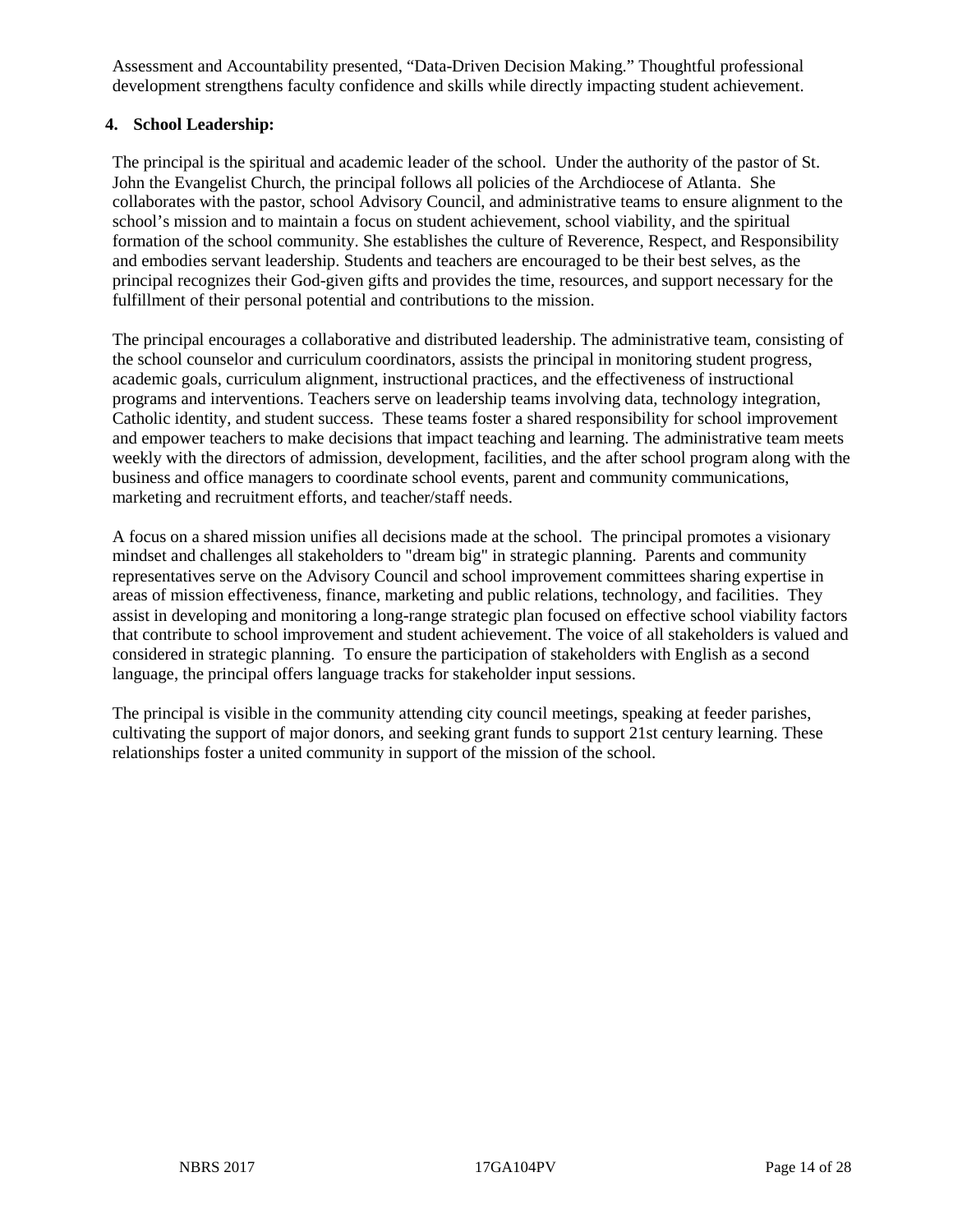Assessment and Accountability presented, “Data-Driven Decision Making.” Thoughtful professional development strengthens faculty confidence and skills while directly impacting student achievement.

**4. School Leadership:**

The principal is the spiritual and academic leader of the school. Under the authority of the pastor of St. John the Evangelist Church, the principal follows all policies of the Archdiocese of Atlanta. She collaborates with the pastor, school Advisory Council, and administrative teams to ensure alignment to the school's mission and to maintain a focus on student achievement, school viability, and the spiritual formation of the school community. She establishes the culture of Reverence, Respect, and Responsibility and embodies servant leadership. Students and teachers are encouraged to be their best selves, as the principal recognizes their God-given gifts and provides the time, resources, and support necessary for the fulfillment of their personal potential and contributions to the mission.

The principal encourages a collaborative and distributed leadership. The administrative team, consisting of the school counselor and curriculum coordinators, assists the principal in monitoring student progress, academic goals, curriculum alignment, instructional practices, and the effectiveness of instructional programs and interventions. Teachers serve on leadership teams involving data, technology integration, Catholic identity, and student success. These teams foster a shared responsibility for school improvement and empower teachers to make decisions that impact teaching and learning. The administrative team meets weekly with the directors of admission, development, facilities, and the after school program along with the business and office managers to coordinate school events, parent and community communications, marketing and recruitment efforts, and teacher/staff needs.

A focus on a shared mission unifies all decisions made at the school. The principal promotes a visionary mindset and challenges all stakeholders to "dream big" in strategic planning. Parents and community representatives serve on the Advisory Council and school improvement committees sharing expertise in areas of mission effectiveness, finance, marketing and public relations, technology, and facilities. They assist in developing and monitoring a long-range strategic plan focused on effective school viability factors that contribute to school improvement and student achievement. The voice of all stakeholders is valued and considered in strategic planning. To ensure the participation of stakeholders with English as a second language, the principal offers language tracks for stakeholder input sessions.

The principal is visible in the community attending city council meetings, speaking at feeder parishes, cultivating the support of major donors, and seeking grant funds to support 21st century learning. These relationships foster a united community in support of the mission of the school.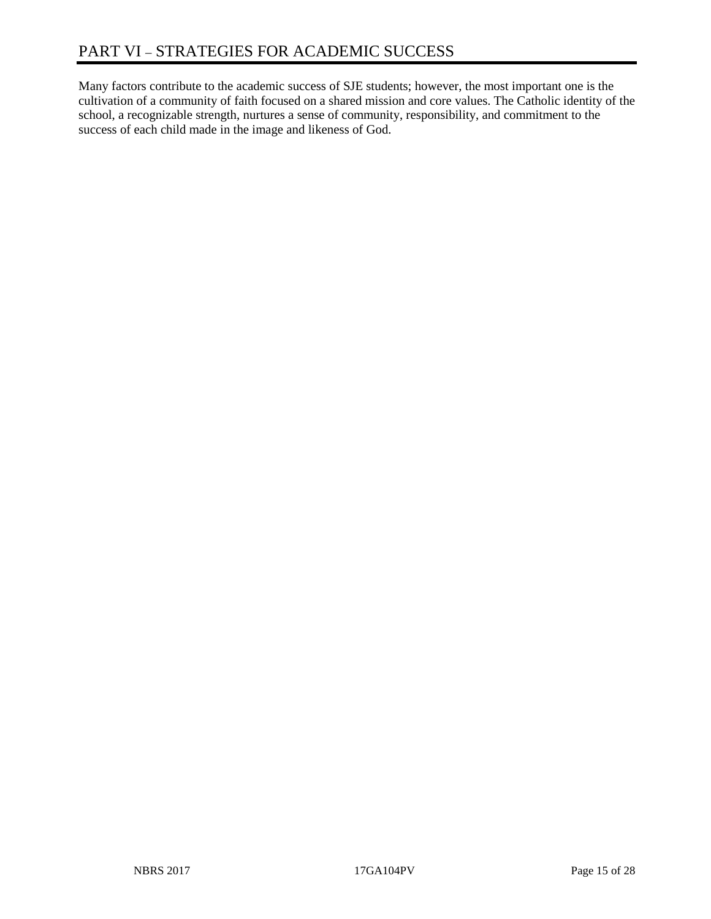# PART VI – STRATEGIES FOR ACADEMIC SUCCESS

Many factors contribute to the academic success of SJE students; however, the most important one is the cultivation of a community of faith focused on a shared mission and core values. The Catholic identity of the school, a recognizable strength, nurtures a sense of community, responsibility, and commitment to the success of each child made in the image and likeness of God.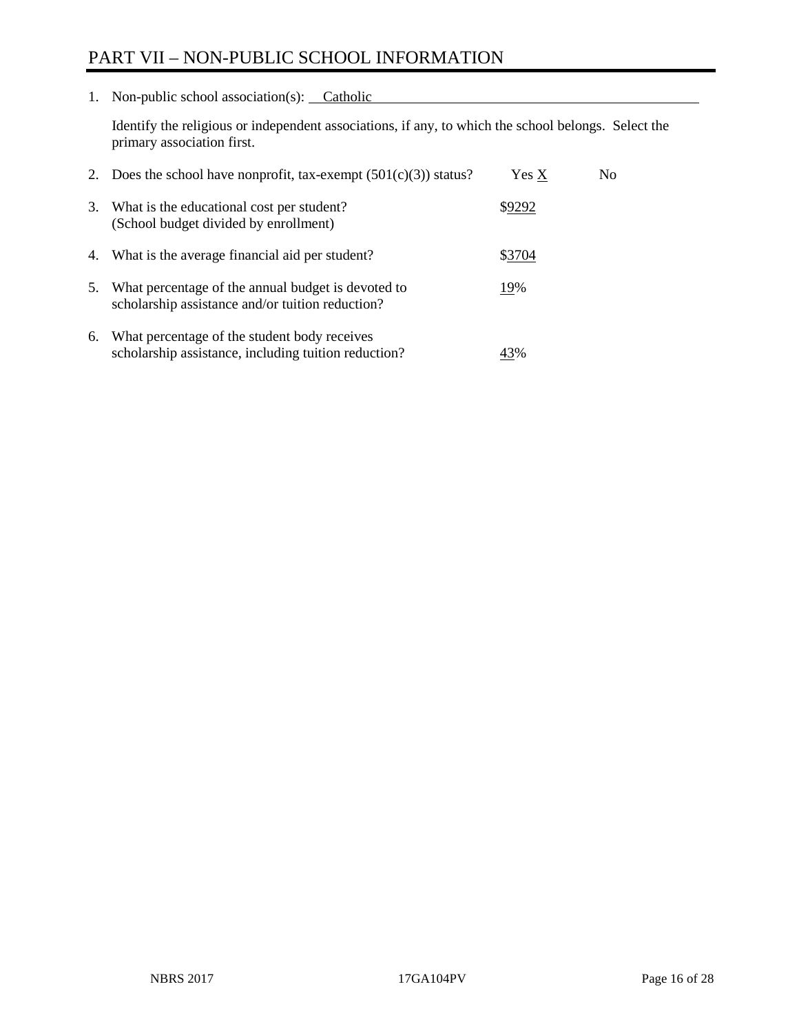# PART VII – NON-PUBLIC SCHOOL INFORMATION

1. Non-public school association(s): Catholic

   Identify the religious or independent associations, if any, to which the school belongs. Select the primary association first.

2. Does the school have nonprofit, tax-exempt (501(c)(3)) status? Yes X No

3. What is the educational cost per student? (School budget divided by enrollment) $9292

4. What is the average financial aid per student? $3704

5. What percentage of the annual budget is devoted to scholarship assistance and/or tuition reduction? 19%

6. What percentage of the student body receives scholarship assistance, including tuition reduction? 43%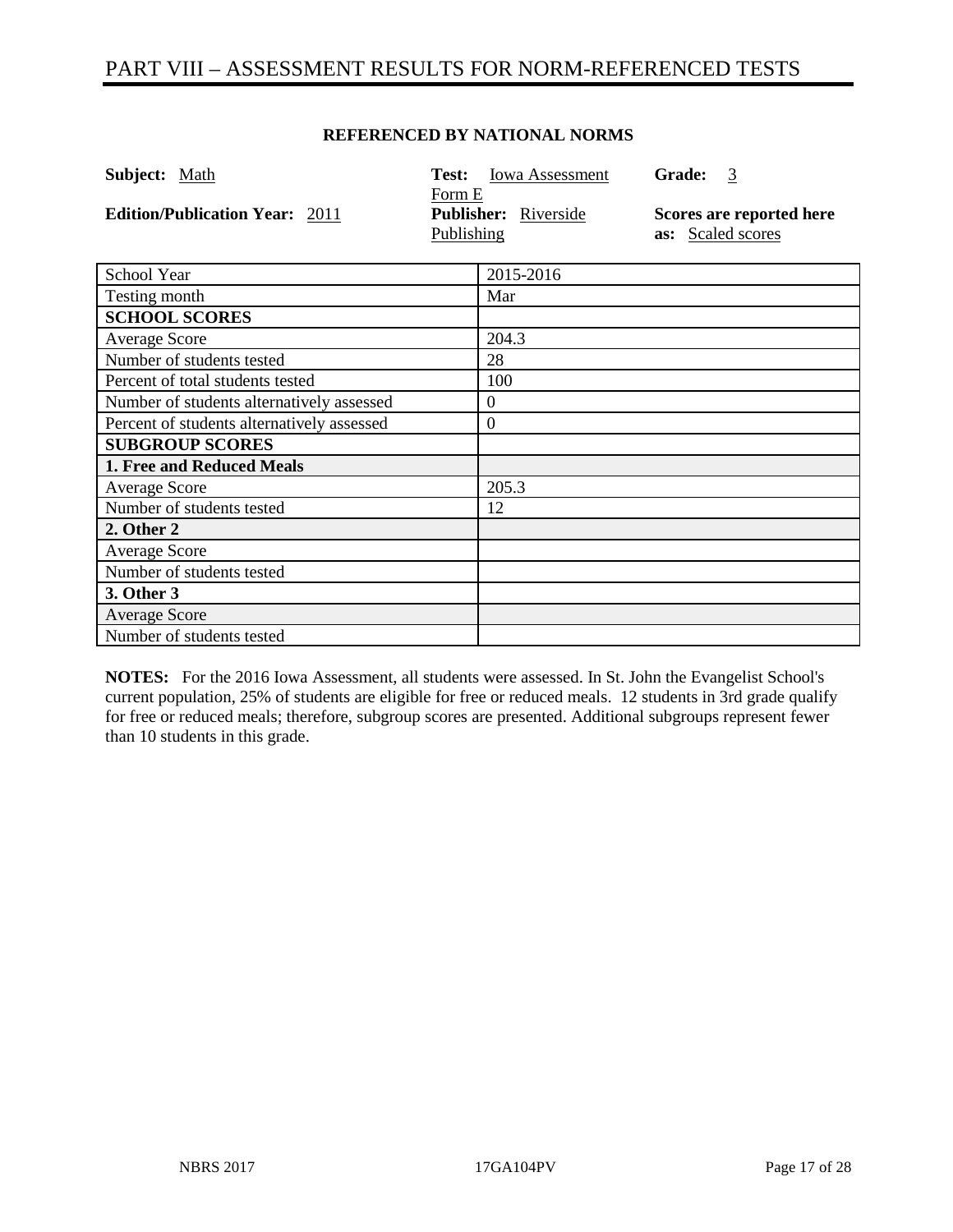# PART VIII – ASSESSMENT RESULTS FOR NORM-REFERENCED TESTS

**REFERENCED BY NATIONAL NORMS**

**Subject:** Math | **Test:** Iowa Assessment Form E | **Grade:** 3

**Edition/Publication Year:** 2011 | **Publisher:** Riverside Publishing | **Scores are reported here as:** Scaled scores

| School Year | 2015-2016 |
|---|---|
| Testing month | Mar |
| **SCHOOL SCORES** | |
| Average Score | 204.3 |
| Number of students tested | 28 |
| Percent of total students tested | 100 |
| Number of students alternatively assessed | 0 |
| Percent of students alternatively assessed | 0 |
| **SUBGROUP SCORES** | |
| **1. Free and Reduced Meals** | |
| Average Score | 205.3 |
| Number of students tested | 12 |
| **2. Other 2** | |
| Average Score | |
| Number of students tested | |
| **3. Other 3** | |
| Average Score | |
| Number of students tested | |

**NOTES:** For the 2016 Iowa Assessment, all students were assessed. In St. John the Evangelist School's current population, 25% of students are eligible for free or reduced meals. 12 students in 3rd grade qualify for free or reduced meals; therefore, subgroup scores are presented. Additional subgroups represent fewer than 10 students in this grade.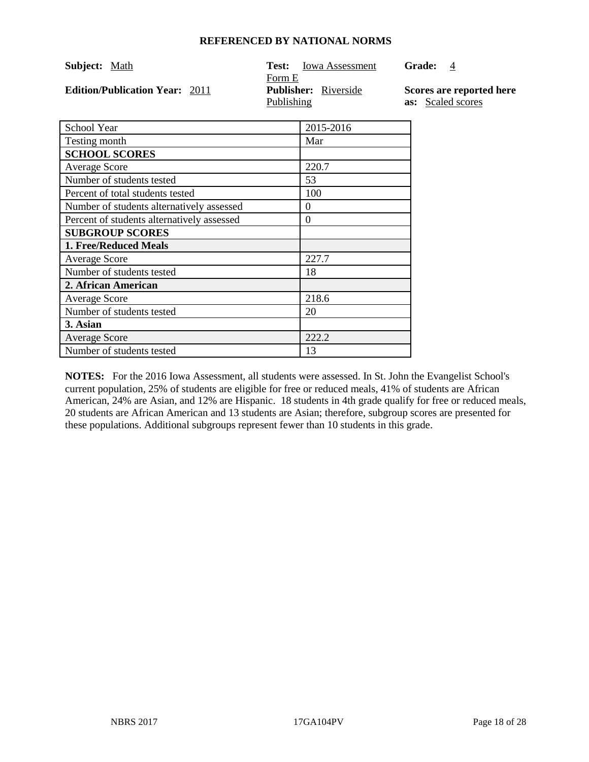## REFERENCED BY NATIONAL NORMS

**Subject:** Math | **Test:** Iowa Assessment Form E | **Grade:** 4

**Edition/Publication Year:** 2011 | **Publisher:** Riverside Publishing | **Scores are reported here as:** Scaled scores

| School Year | 2015-2016 |
| --- | --- |
| Testing month | Mar |
| **SCHOOL SCORES** | |
| Average Score | 220.7 |
| Number of students tested | 53 |
| Percent of total students tested | 100 |
| Number of students alternatively assessed | 0 |
| Percent of students alternatively assessed | 0 |
| **SUBGROUP SCORES** | |
| **1. Free/Reduced Meals** | |
| Average Score | 227.7 |
| Number of students tested | 18 |
| **2. African American** | |
| Average Score | 218.6 |
| Number of students tested | 20 |
| **3. Asian** | |
| Average Score | 222.2 |
| Number of students tested | 13 |

**NOTES:** For the 2016 Iowa Assessment, all students were assessed. In St. John the Evangelist School's current population, 25% of students are eligible for free or reduced meals, 41% of students are African American, 24% are Asian, and 12% are Hispanic. 18 students in 4th grade qualify for free or reduced meals, 20 students are African American and 13 students are Asian; therefore, subgroup scores are presented for these populations. Additional subgroups represent fewer than 10 students in this grade.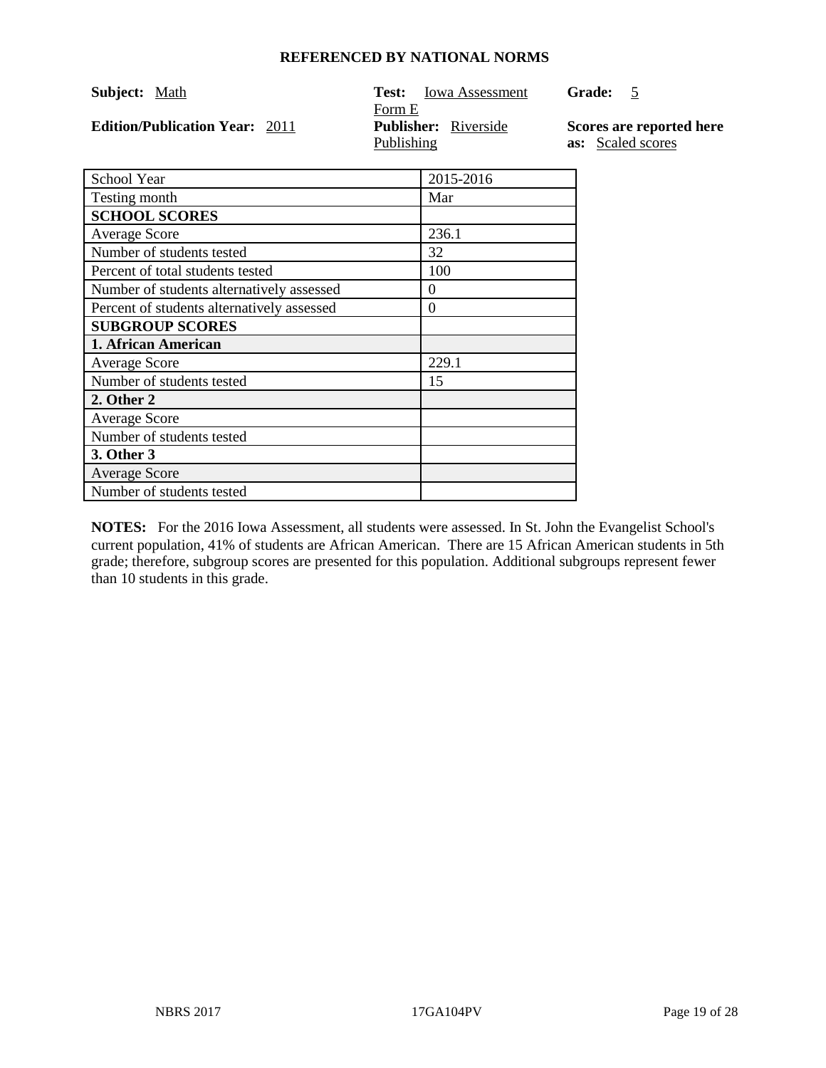**REFERENCED BY NATIONAL NORMS**

**Subject:** Math

**Test:** Iowa Assessment Form E

**Grade:** 5

**Edition/Publication Year:** 2011

**Publisher:** Riverside Publishing

**Scores are reported here as:** Scaled scores

| School Year | 2015-2016 |
|---|---|
| Testing month | Mar |
| **SCHOOL SCORES** | |
| Average Score | 236.1 |
| Number of students tested | 32 |
| Percent of total students tested | 100 |
| Number of students alternatively assessed | 0 |
| Percent of students alternatively assessed | 0 |
| **SUBGROUP SCORES** | |
| **1. African American** | |
| Average Score | 229.1 |
| Number of students tested | 15 |
| **2. Other 2** | |
| Average Score | |
| Number of students tested | |
| **3. Other 3** | |
| Average Score | |
| Number of students tested | |

**NOTES:** For the 2016 Iowa Assessment, all students were assessed. In St. John the Evangelist School's current population, 41% of students are African American. There are 15 African American students in 5th grade; therefore, subgroup scores are presented for this population. Additional subgroups represent fewer than 10 students in this grade.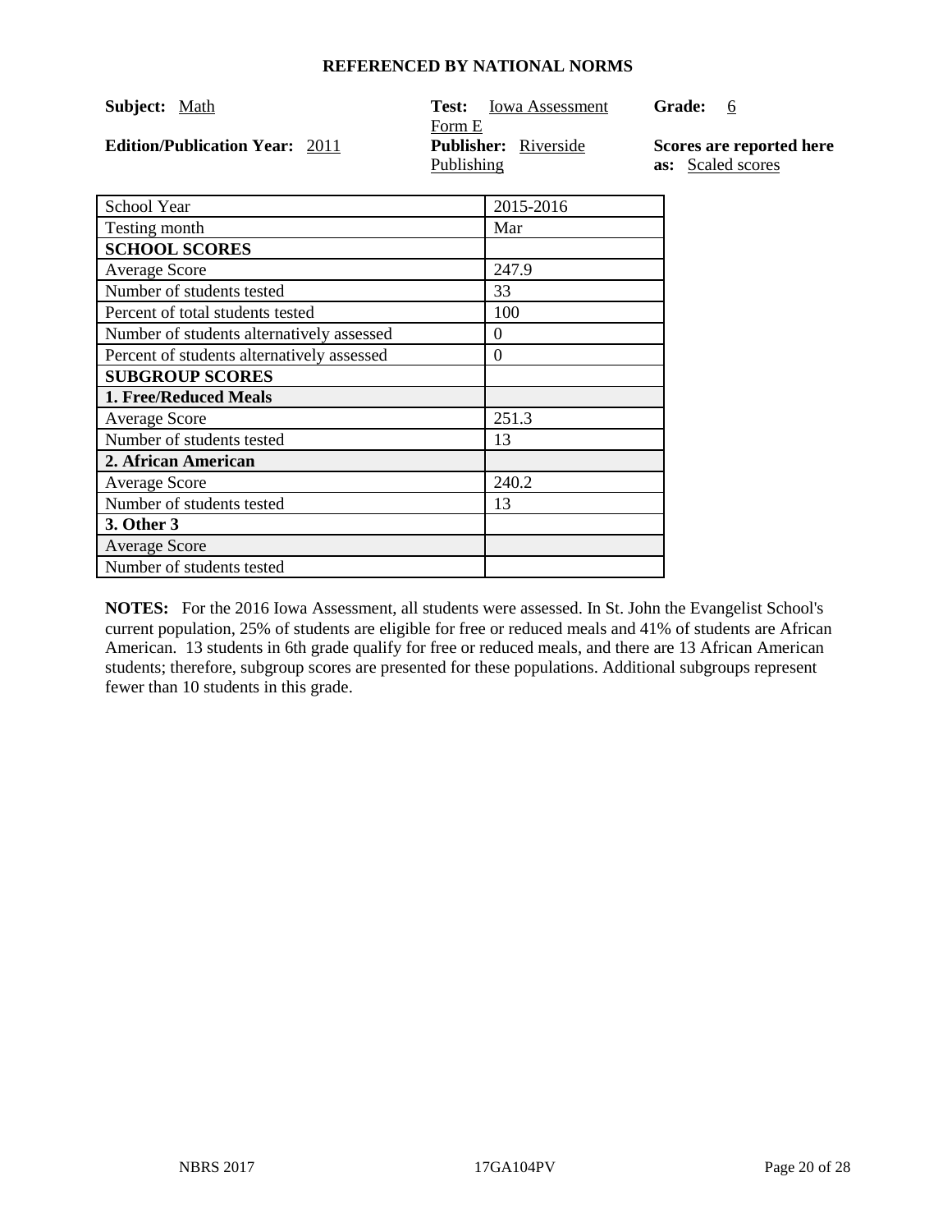## REFERENCED BY NATIONAL NORMS

**Subject:** Math

**Test:** Iowa Assessment Form E

**Grade:** 6

**Edition/Publication Year:** 2011

**Publisher:** Riverside Publishing

**Scores are reported here as:** Scaled scores

| School Year | 2015-2016 |
|---|---|
| Testing month | Mar |
| **SCHOOL SCORES** | |
| Average Score | 247.9 |
| Number of students tested | 33 |
| Percent of total students tested | 100 |
| Number of students alternatively assessed | 0 |
| Percent of students alternatively assessed | 0 |
| **SUBGROUP SCORES** | |
| **1. Free/Reduced Meals** | |
| Average Score | 251.3 |
| Number of students tested | 13 |
| **2. African American** | |
| Average Score | 240.2 |
| Number of students tested | 13 |
| **3. Other 3** | |
| Average Score | |
| Number of students tested | |

**NOTES:** For the 2016 Iowa Assessment, all students were assessed. In St. John the Evangelist School's current population, 25% of students are eligible for free or reduced meals and 41% of students are African American. 13 students in 6th grade qualify for free or reduced meals, and there are 13 African American students; therefore, subgroup scores are presented for these populations. Additional subgroups represent fewer than 10 students in this grade.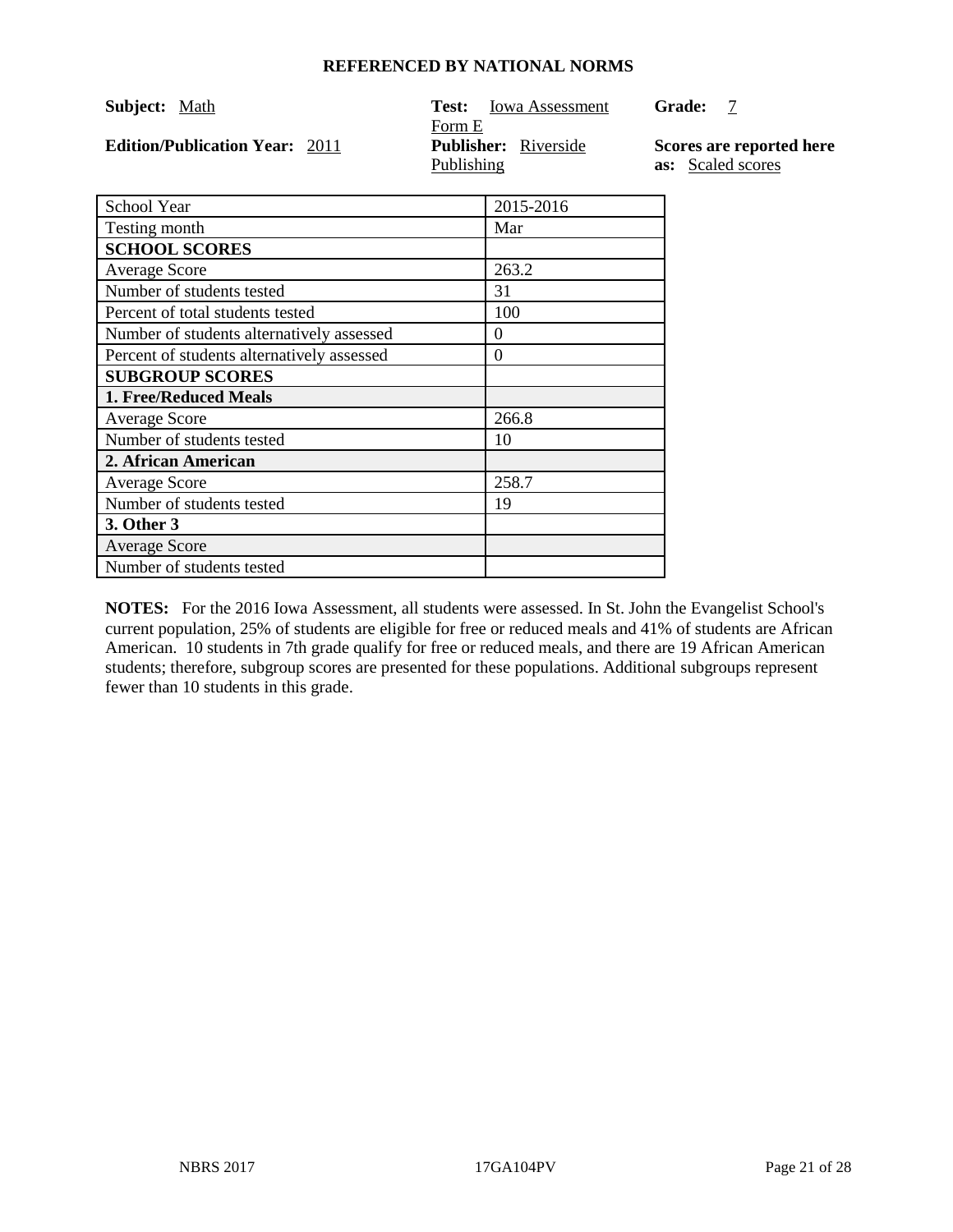**REFERENCED BY NATIONAL NORMS**

**Subject:** Math **Test:** Iowa Assessment Form E **Grade:** 7

**Edition/Publication Year:** 2011 **Publisher:** Riverside Publishing **Scores are reported here as:** Scaled scores

| School Year | 2015-2016 |
|---|---|
| Testing month | Mar |
| **SCHOOL SCORES** | |
| Average Score | 263.2 |
| Number of students tested | 31 |
| Percent of total students tested | 100 |
| Number of students alternatively assessed | 0 |
| Percent of students alternatively assessed | 0 |
| **SUBGROUP SCORES** | |
| **1. Free/Reduced Meals** | |
| Average Score | 266.8 |
| Number of students tested | 10 |
| **2. African American** | |
| Average Score | 258.7 |
| Number of students tested | 19 |
| **3. Other 3** | |
| Average Score | |
| Number of students tested | |

**NOTES:** For the 2016 Iowa Assessment, all students were assessed. In St. John the Evangelist School's current population, 25% of students are eligible for free or reduced meals and 41% of students are African American. 10 students in 7th grade qualify for free or reduced meals, and there are 19 African American students; therefore, subgroup scores are presented for these populations. Additional subgroups represent fewer than 10 students in this grade.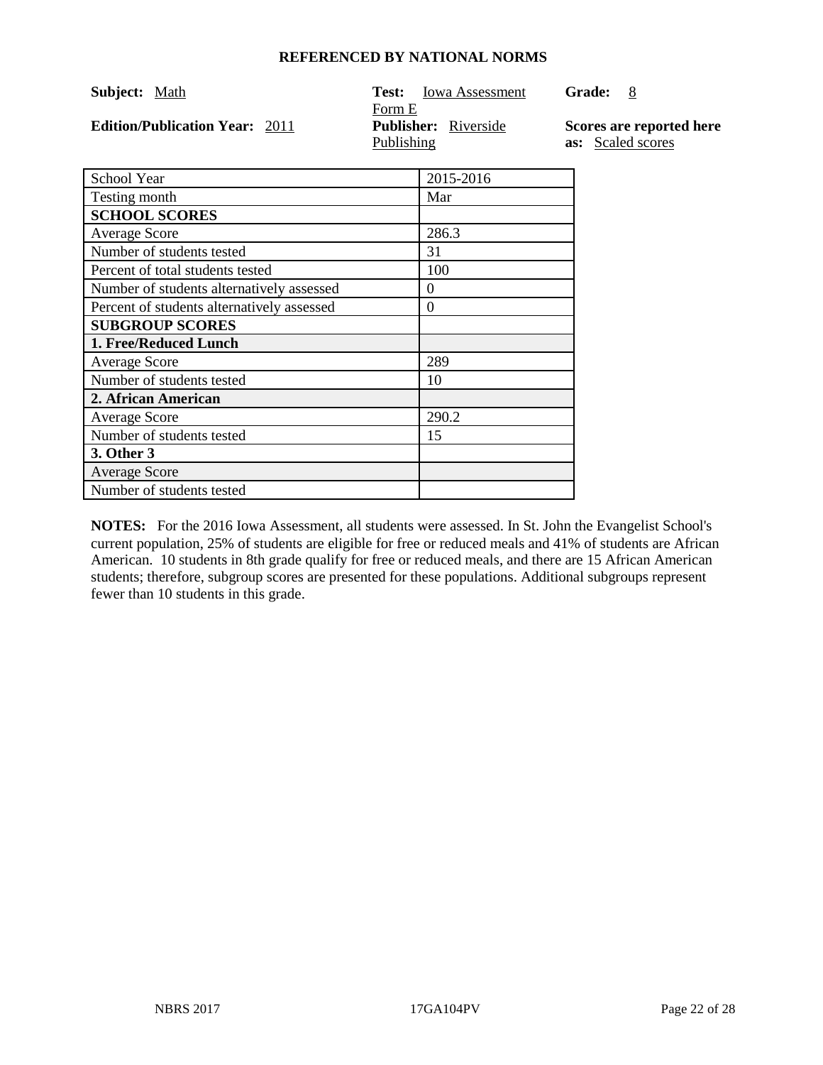**REFERENCED BY NATIONAL NORMS**

**Subject:** Math

**Test:** Iowa Assessment Form E

**Grade:** 8

**Edition/Publication Year:** 2011

**Publisher:** Riverside Publishing

**Scores are reported here as:** Scaled scores

| School Year | 2015-2016 |
|---|---|
| Testing month | Mar |
| **SCHOOL SCORES** | |
| Average Score | 286.3 |
| Number of students tested | 31 |
| Percent of total students tested | 100 |
| Number of students alternatively assessed | 0 |
| Percent of students alternatively assessed | 0 |
| **SUBGROUP SCORES** | |
| **1. Free/Reduced Lunch** | |
| Average Score | 289 |
| Number of students tested | 10 |
| **2. African American** | |
| Average Score | 290.2 |
| Number of students tested | 15 |
| **3. Other 3** | |
| Average Score | |
| Number of students tested | |

**NOTES:** For the 2016 Iowa Assessment, all students were assessed. In St. John the Evangelist School's current population, 25% of students are eligible for free or reduced meals and 41% of students are African American. 10 students in 8th grade qualify for free or reduced meals, and there are 15 African American students; therefore, subgroup scores are presented for these populations. Additional subgroups represent fewer than 10 students in this grade.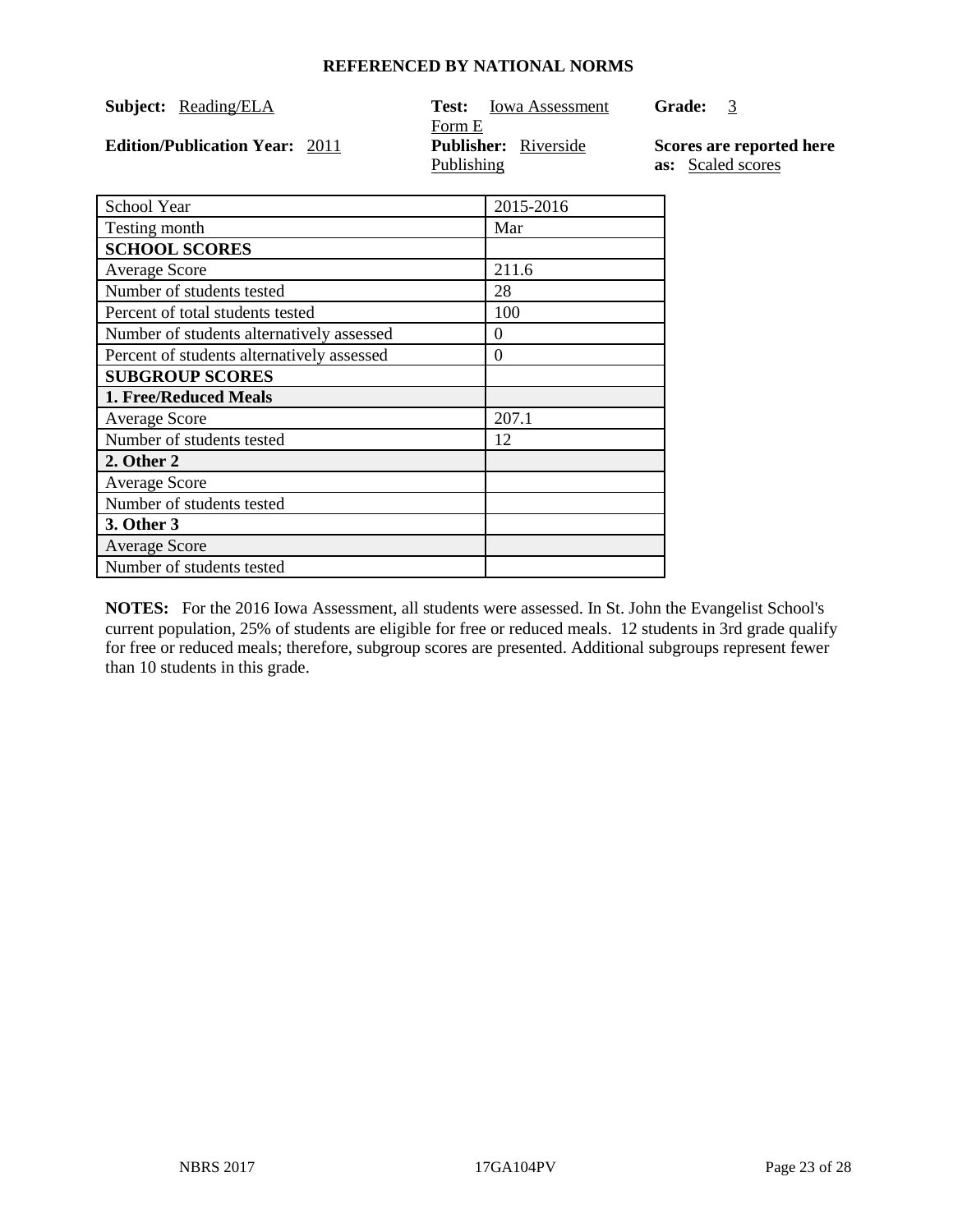**REFERENCED BY NATIONAL NORMS**

**Subject:** Reading/ELA  **Test:** Iowa Assessment Form E  **Grade:** 3

**Edition/Publication Year:** 2011  **Publisher:** Riverside Publishing  **Scores are reported here as:** Scaled scores

| School Year | 2015-2016 |
|---|---|
| Testing month | Mar |
| **SCHOOL SCORES** | |
| Average Score | 211.6 |
| Number of students tested | 28 |
| Percent of total students tested | 100 |
| Number of students alternatively assessed | 0 |
| Percent of students alternatively assessed | 0 |
| **SUBGROUP SCORES** | |
| **1. Free/Reduced Meals** | |
| Average Score | 207.1 |
| Number of students tested | 12 |
| **2. Other 2** | |
| Average Score | |
| Number of students tested | |
| **3. Other 3** | |
| Average Score | |
| Number of students tested | |

**NOTES:** For the 2016 Iowa Assessment, all students were assessed. In St. John the Evangelist School's current population, 25% of students are eligible for free or reduced meals. 12 students in 3rd grade qualify for free or reduced meals; therefore, subgroup scores are presented. Additional subgroups represent fewer than 10 students in this grade.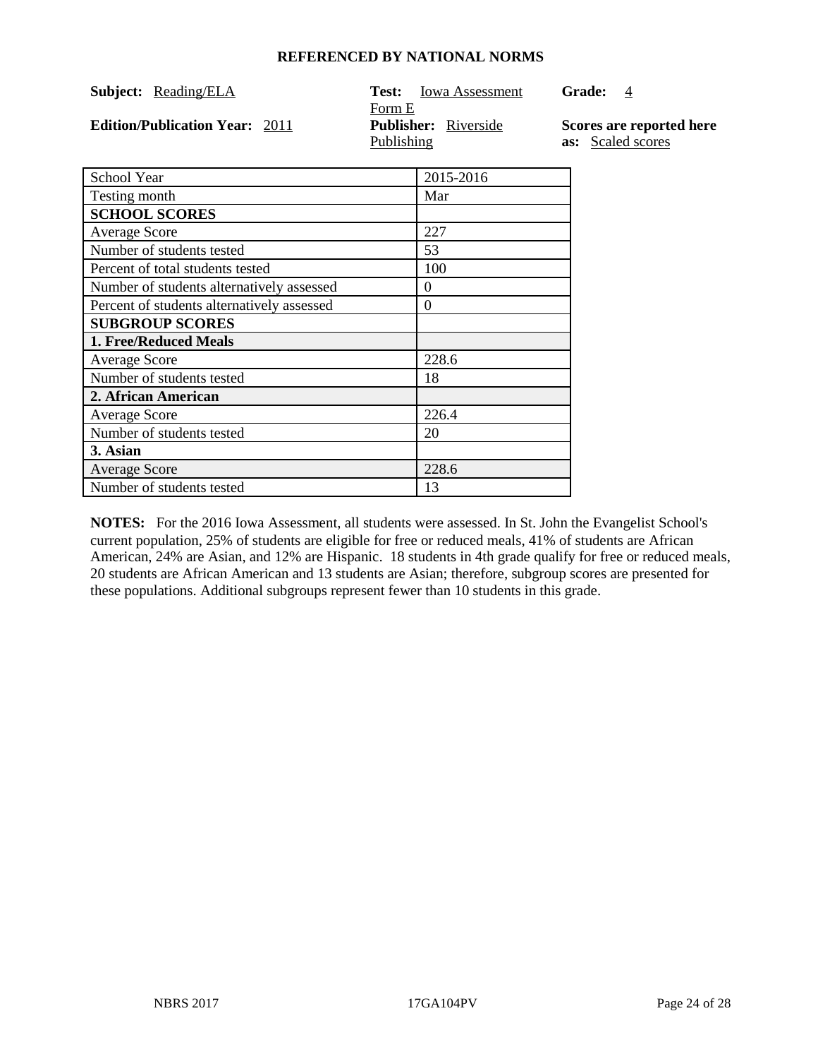### REFERENCED BY NATIONAL NORMS

**Subject:** Reading/ELA  **Test:** Iowa Assessment Form E  **Grade:** 4

**Edition/Publication Year:** 2011  **Publisher:** Riverside Publishing  **Scores are reported here as:** Scaled scores

| School Year | 2015-2016 |
|---|---|
| Testing month | Mar |
| **SCHOOL SCORES** | |
| Average Score | 227 |
| Number of students tested | 53 |
| Percent of total students tested | 100 |
| Number of students alternatively assessed | 0 |
| Percent of students alternatively assessed | 0 |
| **SUBGROUP SCORES** | |
| **1. Free/Reduced Meals** | |
| Average Score | 228.6 |
| Number of students tested | 18 |
| **2. African American** | |
| Average Score | 226.4 |
| Number of students tested | 20 |
| **3. Asian** | |
| Average Score | 228.6 |
| Number of students tested | 13 |

**NOTES:** For the 2016 Iowa Assessment, all students were assessed. In St. John the Evangelist School's current population, 25% of students are eligible for free or reduced meals, 41% of students are African American, 24% are Asian, and 12% are Hispanic. 18 students in 4th grade qualify for free or reduced meals, 20 students are African American and 13 students are Asian; therefore, subgroup scores are presented for these populations. Additional subgroups represent fewer than 10 students in this grade.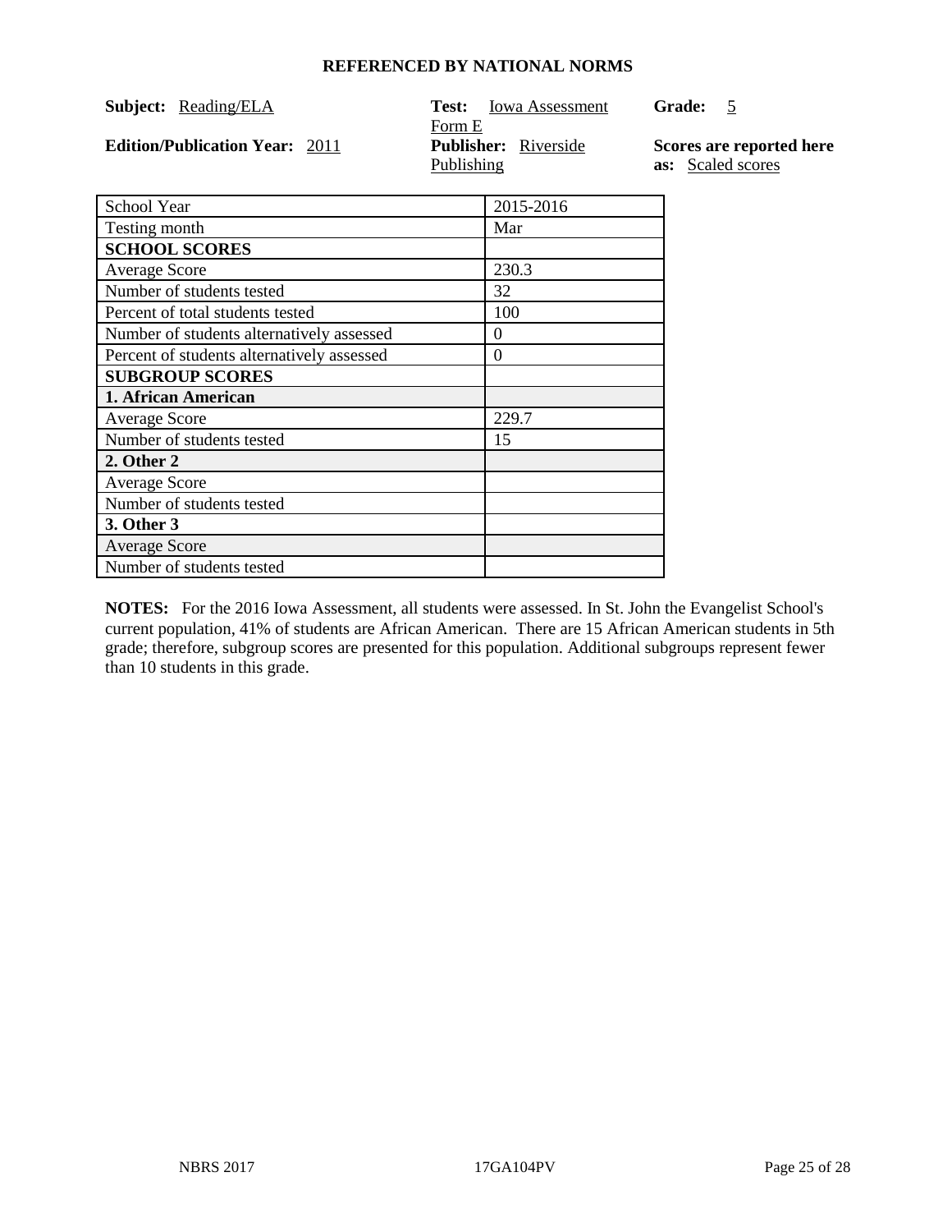## REFERENCED BY NATIONAL NORMS

**Subject:** Reading/ELA **Test:** Iowa Assessment Form E **Grade:** 5

**Edition/Publication Year:** 2011 **Publisher:** Riverside Publishing **Scores are reported here as:** Scaled scores

| School Year | 2015-2016 |
|---|---|
| Testing month | Mar |
| **SCHOOL SCORES** | |
| Average Score | 230.3 |
| Number of students tested | 32 |
| Percent of total students tested | 100 |
| Number of students alternatively assessed | 0 |
| Percent of students alternatively assessed | 0 |
| **SUBGROUP SCORES** | |
| **1. African American** | |
| Average Score | 229.7 |
| Number of students tested | 15 |
| **2. Other 2** | |
| Average Score | |
| Number of students tested | |
| **3. Other 3** | |
| Average Score | |
| Number of students tested | |

**NOTES:** For the 2016 Iowa Assessment, all students were assessed. In St. John the Evangelist School's current population, 41% of students are African American. There are 15 African American students in 5th grade; therefore, subgroup scores are presented for this population. Additional subgroups represent fewer than 10 students in this grade.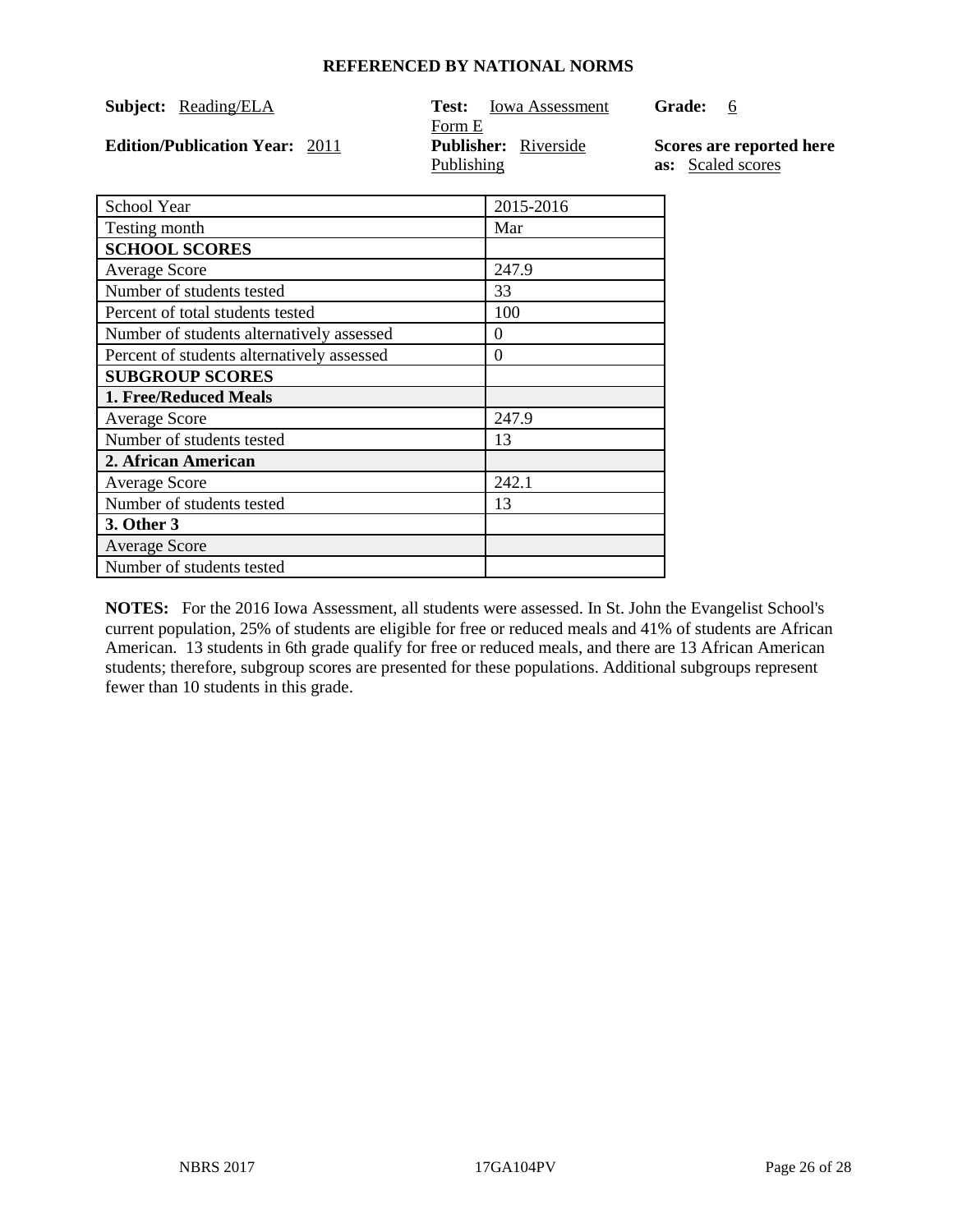**REFERENCED BY NATIONAL NORMS**

**Subject:** Reading/ELA

**Test:** Iowa Assessment Form E

**Grade:** 6

**Edition/Publication Year:** 2011

**Publisher:** Riverside Publishing

**Scores are reported here as:** Scaled scores

| School Year | 2015-2016 |
|---|---|
| Testing month | Mar |
| **SCHOOL SCORES** | |
| Average Score | 247.9 |
| Number of students tested | 33 |
| Percent of total students tested | 100 |
| Number of students alternatively assessed | 0 |
| Percent of students alternatively assessed | 0 |
| **SUBGROUP SCORES** | |
| **1. Free/Reduced Meals** | |
| Average Score | 247.9 |
| Number of students tested | 13 |
| **2. African American** | |
| Average Score | 242.1 |
| Number of students tested | 13 |
| **3. Other 3** | |
| Average Score | |
| Number of students tested | |

**NOTES:** For the 2016 Iowa Assessment, all students were assessed. In St. John the Evangelist School's current population, 25% of students are eligible for free or reduced meals and 41% of students are African American. 13 students in 6th grade qualify for free or reduced meals, and there are 13 African American students; therefore, subgroup scores are presented for these populations. Additional subgroups represent fewer than 10 students in this grade.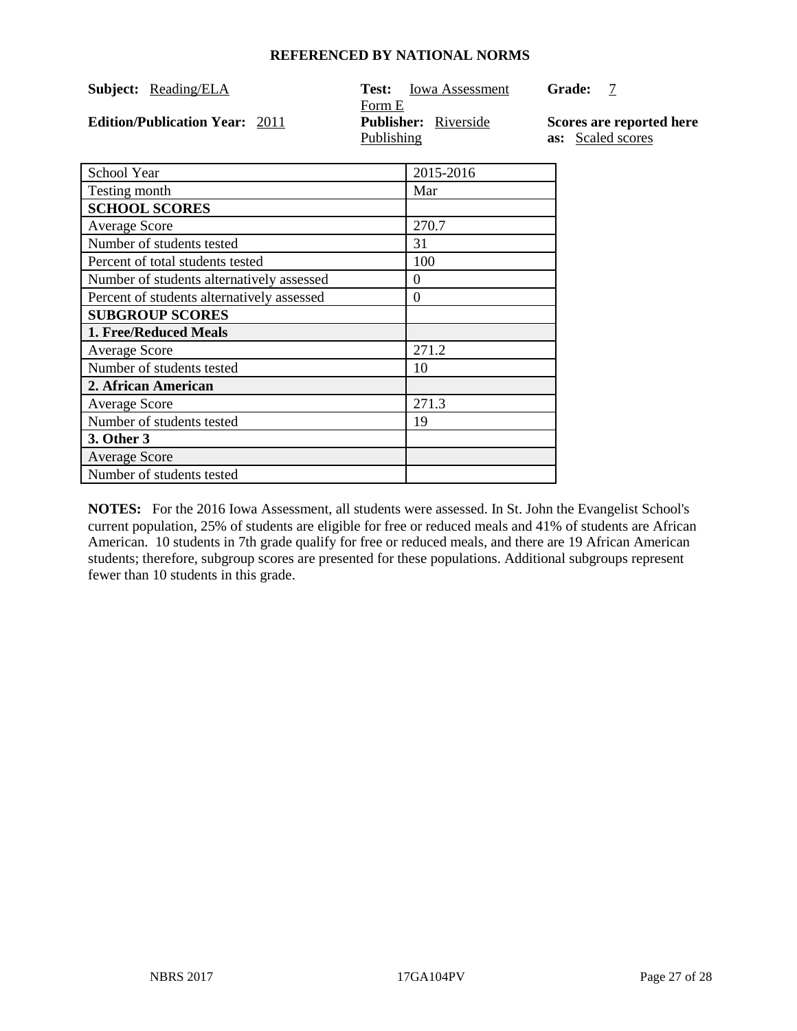## REFERENCED BY NATIONAL NORMS

**Subject:** Reading/ELA **Test:** Iowa Assessment Form E **Grade:** 7

**Edition/Publication Year:** 2011 **Publisher:** Riverside Publishing **Scores are reported here as:** Scaled scores

| School Year | 2015-2016 |
|---|---|
| Testing month | Mar |
| **SCHOOL SCORES** | |
| Average Score | 270.7 |
| Number of students tested | 31 |
| Percent of total students tested | 100 |
| Number of students alternatively assessed | 0 |
| Percent of students alternatively assessed | 0 |
| **SUBGROUP SCORES** | |
| **1. Free/Reduced Meals** | |
| Average Score | 271.2 |
| Number of students tested | 10 |
| **2. African American** | |
| Average Score | 271.3 |
| Number of students tested | 19 |
| **3. Other 3** | |
| Average Score | |
| Number of students tested | |

**NOTES:** For the 2016 Iowa Assessment, all students were assessed. In St. John the Evangelist School's current population, 25% of students are eligible for free or reduced meals and 41% of students are African American. 10 students in 7th grade qualify for free or reduced meals, and there are 19 African American students; therefore, subgroup scores are presented for these populations. Additional subgroups represent fewer than 10 students in this grade.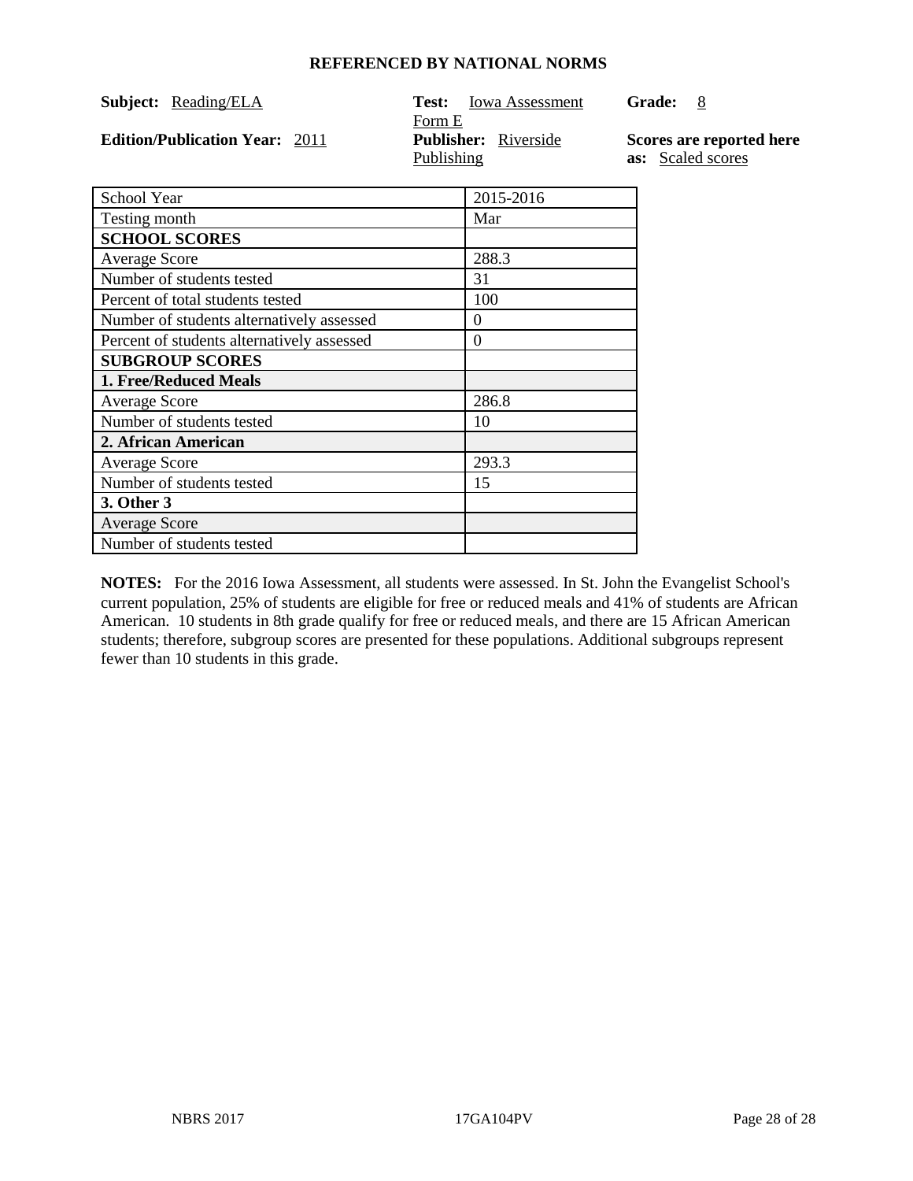**REFERENCED BY NATIONAL NORMS**

**Subject:** Reading/ELA

**Test:** Iowa Assessment Form E

**Grade:** 8

**Edition/Publication Year:** 2011

**Publisher:** Riverside Publishing

**Scores are reported here as:** Scaled scores

| | |
|---|---|
| School Year | 2015-2016 |
| Testing month | Mar |
| **SCHOOL SCORES** | |
| Average Score | 288.3 |
| Number of students tested | 31 |
| Percent of total students tested | 100 |
| Number of students alternatively assessed | 0 |
| Percent of students alternatively assessed | 0 |
| **SUBGROUP SCORES** | |
| **1. Free/Reduced Meals** | |
| Average Score | 286.8 |
| Number of students tested | 10 |
| **2. African American** | |
| Average Score | 293.3 |
| Number of students tested | 15 |
| **3. Other 3** | |
| Average Score | |
| Number of students tested | |

**NOTES:** For the 2016 Iowa Assessment, all students were assessed. In St. John the Evangelist School's current population, 25% of students are eligible for free or reduced meals and 41% of students are African American. 10 students in 8th grade qualify for free or reduced meals, and there are 15 African American students; therefore, subgroup scores are presented for these populations. Additional subgroups represent fewer than 10 students in this grade.